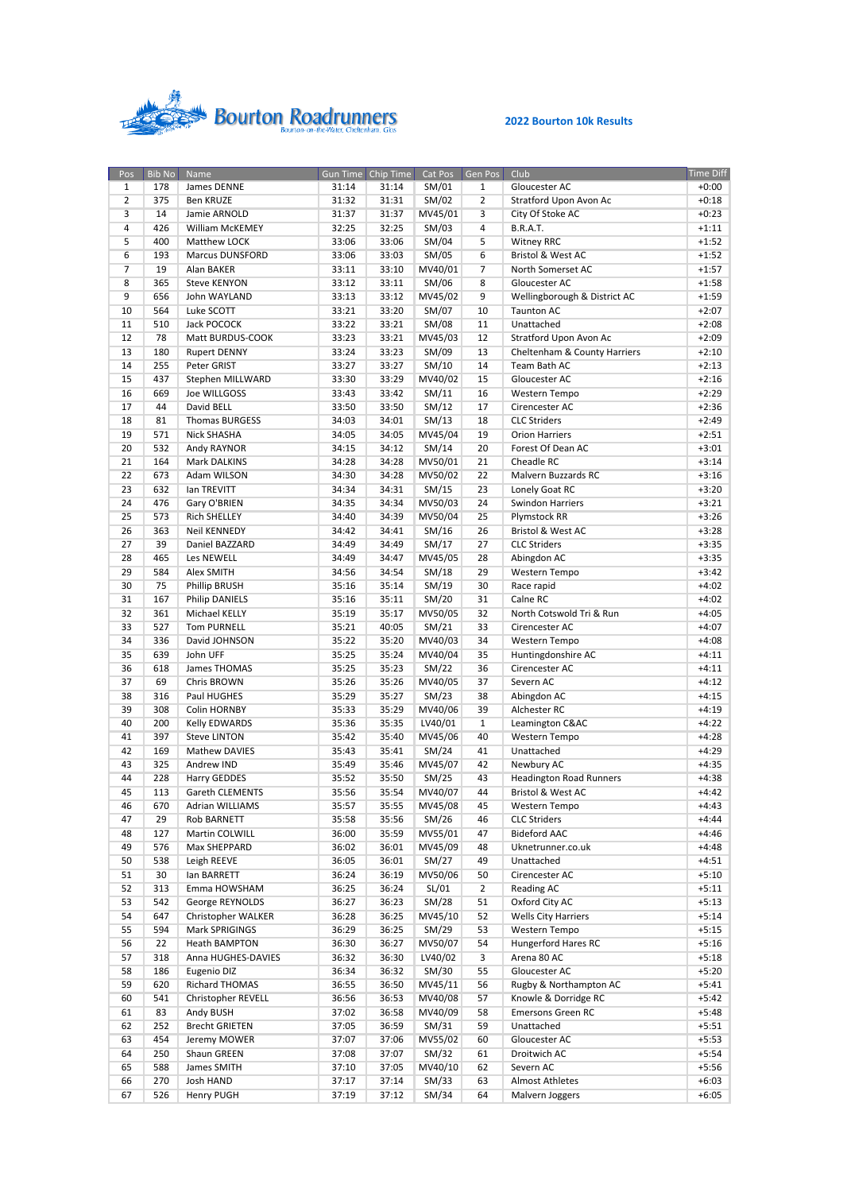Bourton Roadrunners
Bourton-on-the-Water, Cheltenham, Glos

## 2022 Bourton 10k Results

| Pos | Bib No | Name | Gun Time | Chip Time | Cat Pos | Gen Pos | Club | Time Diff |
|---|---|---|---|---|---|---|---|---|
| 1 | 178 | James DENNE | 31:14 | 31:14 | SM/01 | 1 | Gloucester AC | +0:00 |
| 2 | 375 | Ben KRUZE | 31:32 | 31:31 | SM/02 | 2 | Stratford Upon Avon Ac | +0:18 |
| 3 | 14 | Jamie ARNOLD | 31:37 | 31:37 | MV45/01 | 3 | City Of Stoke AC | +0:23 |
| 4 | 426 | William McKEMEY | 32:25 | 32:25 | SM/03 | 4 | B.R.A.T. | +1:11 |
| 5 | 400 | Matthew LOCK | 33:06 | 33:06 | SM/04 | 5 | Witney RRC | +1:52 |
| 6 | 193 | Marcus DUNSFORD | 33:06 | 33:03 | SM/05 | 6 | Bristol & West AC | +1:52 |
| 7 | 19 | Alan BAKER | 33:11 | 33:10 | MV40/01 | 7 | North Somerset AC | +1:57 |
| 8 | 365 | Steve KENYON | 33:12 | 33:11 | SM/06 | 8 | Gloucester AC | +1:58 |
| 9 | 656 | John WAYLAND | 33:13 | 33:12 | MV45/02 | 9 | Wellingborough & District AC | +1:59 |
| 10 | 564 | Luke SCOTT | 33:21 | 33:20 | SM/07 | 10 | Taunton AC | +2:07 |
| 11 | 510 | Jack POCOCK | 33:22 | 33:21 | SM/08 | 11 | Unattached | +2:08 |
| 12 | 78 | Matt BURDUS-COOK | 33:23 | 33:21 | MV45/03 | 12 | Stratford Upon Avon Ac | +2:09 |
| 13 | 180 | Rupert DENNY | 33:24 | 33:23 | SM/09 | 13 | Cheltenham & County Harriers | +2:10 |
| 14 | 255 | Peter GRIST | 33:27 | 33:27 | SM/10 | 14 | Team Bath AC | +2:13 |
| 15 | 437 | Stephen MILLWARD | 33:30 | 33:29 | MV40/02 | 15 | Gloucester AC | +2:16 |
| 16 | 669 | Joe WILLGOSS | 33:43 | 33:42 | SM/11 | 16 | Western Tempo | +2:29 |
| 17 | 44 | David BELL | 33:50 | 33:50 | SM/12 | 17 | Cirencester AC | +2:36 |
| 18 | 81 | Thomas BURGESS | 34:03 | 34:01 | SM/13 | 18 | CLC Striders | +2:49 |
| 19 | 571 | Nick SHASHA | 34:05 | 34:05 | MV45/04 | 19 | Orion Harriers | +2:51 |
| 20 | 532 | Andy RAYNOR | 34:15 | 34:12 | SM/14 | 20 | Forest Of Dean AC | +3:01 |
| 21 | 164 | Mark DALKINS | 34:28 | 34:28 | MV50/01 | 21 | Cheadle RC | +3:14 |
| 22 | 673 | Adam WILSON | 34:30 | 34:28 | MV50/02 | 22 | Malvern Buzzards RC | +3:16 |
| 23 | 632 | Ian TREVITT | 34:34 | 34:31 | SM/15 | 23 | Lonely Goat RC | +3:20 |
| 24 | 476 | Gary O'BRIEN | 34:35 | 34:34 | MV50/03 | 24 | Swindon Harriers | +3:21 |
| 25 | 573 | Rich SHELLEY | 34:40 | 34:39 | MV50/04 | 25 | Plymstock RR | +3:26 |
| 26 | 363 | Neil KENNEDY | 34:42 | 34:41 | SM/16 | 26 | Bristol & West AC | +3:28 |
| 27 | 39 | Daniel BAZZARD | 34:49 | 34:49 | SM/17 | 27 | CLC Striders | +3:35 |
| 28 | 465 | Les NEWELL | 34:49 | 34:47 | MV45/05 | 28 | Abingdon AC | +3:35 |
| 29 | 584 | Alex SMITH | 34:56 | 34:54 | SM/18 | 29 | Western Tempo | +3:42 |
| 30 | 75 | Phillip BRUSH | 35:16 | 35:14 | SM/19 | 30 | Race rapid | +4:02 |
| 31 | 167 | Philip DANIELS | 35:16 | 35:11 | SM/20 | 31 | Calne RC | +4:02 |
| 32 | 361 | Michael KELLY | 35:19 | 35:17 | MV50/05 | 32 | North Cotswold Tri & Run | +4:05 |
| 33 | 527 | Tom PURNELL | 35:21 | 40:05 | SM/21 | 33 | Cirencester AC | +4:07 |
| 34 | 336 | David JOHNSON | 35:22 | 35:20 | MV40/03 | 34 | Western Tempo | +4:08 |
| 35 | 639 | John UFF | 35:25 | 35:24 | MV40/04 | 35 | Huntingdonshire AC | +4:11 |
| 36 | 618 | James THOMAS | 35:25 | 35:23 | SM/22 | 36 | Cirencester AC | +4:11 |
| 37 | 69 | Chris BROWN | 35:26 | 35:26 | MV40/05 | 37 | Severn AC | +4:12 |
| 38 | 316 | Paul HUGHES | 35:29 | 35:27 | SM/23 | 38 | Abingdon AC | +4:15 |
| 39 | 308 | Colin HORNBY | 35:33 | 35:29 | MV40/06 | 39 | Alchester RC | +4:19 |
| 40 | 200 | Kelly EDWARDS | 35:36 | 35:35 | LV40/01 | 1 | Leamington C&AC | +4:22 |
| 41 | 397 | Steve LINTON | 35:42 | 35:40 | MV45/06 | 40 | Western Tempo | +4:28 |
| 42 | 169 | Mathew DAVIES | 35:43 | 35:41 | SM/24 | 41 | Unattached | +4:29 |
| 43 | 325 | Andrew IND | 35:49 | 35:46 | MV45/07 | 42 | Newbury AC | +4:35 |
| 44 | 228 | Harry GEDDES | 35:52 | 35:50 | SM/25 | 43 | Headington Road Runners | +4:38 |
| 45 | 113 | Gareth CLEMENTS | 35:56 | 35:54 | MV40/07 | 44 | Bristol & West AC | +4:42 |
| 46 | 670 | Adrian WILLIAMS | 35:57 | 35:55 | MV45/08 | 45 | Western Tempo | +4:43 |
| 47 | 29 | Rob BARNETT | 35:58 | 35:56 | SM/26 | 46 | CLC Striders | +4:44 |
| 48 | 127 | Martin COLWILL | 36:00 | 35:59 | MV55/01 | 47 | Bideford AAC | +4:46 |
| 49 | 576 | Max SHEPPARD | 36:02 | 36:01 | MV45/09 | 48 | Uknetrunner.co.uk | +4:48 |
| 50 | 538 | Leigh REEVE | 36:05 | 36:01 | SM/27 | 49 | Unattached | +4:51 |
| 51 | 30 | Ian BARRETT | 36:24 | 36:19 | MV50/06 | 50 | Cirencester AC | +5:10 |
| 52 | 313 | Emma HOWSHAM | 36:25 | 36:24 | SL/01 | 2 | Reading AC | +5:11 |
| 53 | 542 | George REYNOLDS | 36:27 | 36:23 | SM/28 | 51 | Oxford City AC | +5:13 |
| 54 | 647 | Christopher WALKER | 36:28 | 36:25 | MV45/10 | 52 | Wells City Harriers | +5:14 |
| 55 | 594 | Mark SPRIGINGS | 36:29 | 36:25 | SM/29 | 53 | Western Tempo | +5:15 |
| 56 | 22 | Heath BAMPTON | 36:30 | 36:27 | MV50/07 | 54 | Hungerford Hares RC | +5:16 |
| 57 | 318 | Anna HUGHES-DAVIES | 36:32 | 36:30 | LV40/02 | 3 | Arena 80 AC | +5:18 |
| 58 | 186 | Eugenio DIZ | 36:34 | 36:32 | SM/30 | 55 | Gloucester AC | +5:20 |
| 59 | 620 | Richard THOMAS | 36:55 | 36:50 | MV45/11 | 56 | Rugby & Northampton AC | +5:41 |
| 60 | 541 | Christopher REVELL | 36:56 | 36:53 | MV40/08 | 57 | Knowle & Dorridge RC | +5:42 |
| 61 | 83 | Andy BUSH | 37:02 | 36:58 | MV40/09 | 58 | Emersons Green RC | +5:48 |
| 62 | 252 | Brecht GRIETEN | 37:05 | 36:59 | SM/31 | 59 | Unattached | +5:51 |
| 63 | 454 | Jeremy MOWER | 37:07 | 37:06 | MV55/02 | 60 | Gloucester AC | +5:53 |
| 64 | 250 | Shaun GREEN | 37:08 | 37:07 | SM/32 | 61 | Droitwich AC | +5:54 |
| 65 | 588 | James SMITH | 37:10 | 37:05 | MV40/10 | 62 | Severn AC | +5:56 |
| 66 | 270 | Josh HAND | 37:17 | 37:14 | SM/33 | 63 | Almost Athletes | +6:03 |
| 67 | 526 | Henry PUGH | 37:19 | 37:12 | SM/34 | 64 | Malvern Joggers | +6:05 |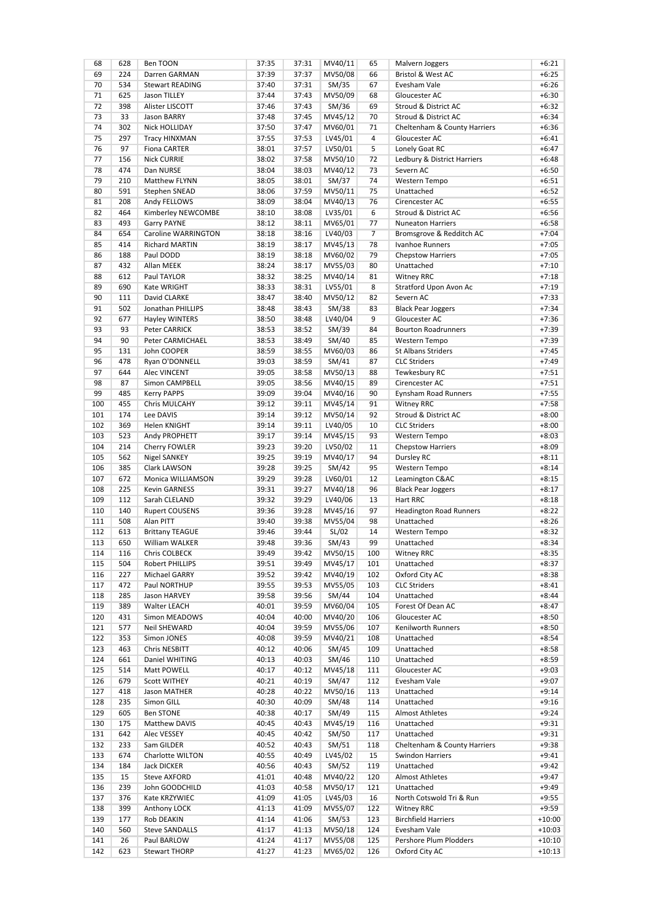| 68 | 628 | Ben TOON | 37:35 | 37:31 | MV40/11 | 65 | Malvern Joggers | +6:21 |
|---|---|---|---|---|---|---|---|---|
| 69 | 224 | Darren GARMAN | 37:39 | 37:37 | MV50/08 | 66 | Bristol & West AC | +6:25 |
| 70 | 534 | Stewart READING | 37:40 | 37:31 | SM/35 | 67 | Evesham Vale | +6:26 |
| 71 | 625 | Jason TILLEY | 37:44 | 37:43 | MV50/09 | 68 | Gloucester AC | +6:30 |
| 72 | 398 | Alister LISCOTT | 37:46 | 37:43 | SM/36 | 69 | Stroud & District AC | +6:32 |
| 73 | 33 | Jason BARRY | 37:48 | 37:45 | MV45/12 | 70 | Stroud & District AC | +6:34 |
| 74 | 302 | Nick HOLLIDAY | 37:50 | 37:47 | MV60/01 | 71 | Cheltenham & County Harriers | +6:36 |
| 75 | 297 | Tracy HINXMAN | 37:55 | 37:53 | LV45/01 | 4 | Gloucester AC | +6:41 |
| 76 | 97 | Fiona CARTER | 38:01 | 37:57 | LV50/01 | 5 | Lonely Goat RC | +6:47 |
| 77 | 156 | Nick CURRIE | 38:02 | 37:58 | MV50/10 | 72 | Ledbury & District Harriers | +6:48 |
| 78 | 474 | Dan NURSE | 38:04 | 38:03 | MV40/12 | 73 | Severn AC | +6:50 |
| 79 | 210 | Matthew FLYNN | 38:05 | 38:01 | SM/37 | 74 | Western Tempo | +6:51 |
| 80 | 591 | Stephen SNEAD | 38:06 | 37:59 | MV50/11 | 75 | Unattached | +6:52 |
| 81 | 208 | Andy FELLOWS | 38:09 | 38:04 | MV40/13 | 76 | Cirencester AC | +6:55 |
| 82 | 464 | Kimberley NEWCOMBE | 38:10 | 38:08 | LV35/01 | 6 | Stroud & District AC | +6:56 |
| 83 | 493 | Garry PAYNE | 38:12 | 38:11 | MV65/01 | 77 | Nuneaton Harriers | +6:58 |
| 84 | 654 | Caroline WARRINGTON | 38:18 | 38:16 | LV40/03 | 7 | Bromsgrove & Redditch AC | +7:04 |
| 85 | 414 | Richard MARTIN | 38:19 | 38:17 | MV45/13 | 78 | Ivanhoe Runners | +7:05 |
| 86 | 188 | Paul DODD | 38:19 | 38:18 | MV60/02 | 79 | Chepstow Harriers | +7:05 |
| 87 | 432 | Allan MEEK | 38:24 | 38:17 | MV55/03 | 80 | Unattached | +7:10 |
| 88 | 612 | Paul TAYLOR | 38:32 | 38:25 | MV40/14 | 81 | Witney RRC | +7:18 |
| 89 | 690 | Kate WRIGHT | 38:33 | 38:31 | LV55/01 | 8 | Stratford Upon Avon Ac | +7:19 |
| 90 | 111 | David CLARKE | 38:47 | 38:40 | MV50/12 | 82 | Severn AC | +7:33 |
| 91 | 502 | Jonathan PHILLIPS | 38:48 | 38:43 | SM/38 | 83 | Black Pear Joggers | +7:34 |
| 92 | 677 | Hayley WINTERS | 38:50 | 38:48 | LV40/04 | 9 | Gloucester AC | +7:36 |
| 93 | 93 | Peter CARRICK | 38:53 | 38:52 | SM/39 | 84 | Bourton Roadrunners | +7:39 |
| 94 | 90 | Peter CARMICHAEL | 38:53 | 38:49 | SM/40 | 85 | Western Tempo | +7:39 |
| 95 | 131 | John COOPER | 38:59 | 38:55 | MV60/03 | 86 | St Albans Striders | +7:45 |
| 96 | 478 | Ryan O'DONNELL | 39:03 | 38:59 | SM/41 | 87 | CLC Striders | +7:49 |
| 97 | 644 | Alec VINCENT | 39:05 | 38:58 | MV50/13 | 88 | Tewkesbury RC | +7:51 |
| 98 | 87 | Simon CAMPBELL | 39:05 | 38:56 | MV40/15 | 89 | Cirencester AC | +7:51 |
| 99 | 485 | Kerry PAPPS | 39:09 | 39:04 | MV40/16 | 90 | Eynsham Road Runners | +7:55 |
| 100 | 455 | Chris MULCAHY | 39:12 | 39:11 | MV45/14 | 91 | Witney RRC | +7:58 |
| 101 | 174 | Lee DAVIS | 39:14 | 39:12 | MV50/14 | 92 | Stroud & District AC | +8:00 |
| 102 | 369 | Helen KNIGHT | 39:14 | 39:11 | LV40/05 | 10 | CLC Striders | +8:00 |
| 103 | 523 | Andy PROPHETT | 39:17 | 39:14 | MV45/15 | 93 | Western Tempo | +8:03 |
| 104 | 214 | Cherry FOWLER | 39:23 | 39:20 | LV50/02 | 11 | Chepstow Harriers | +8:09 |
| 105 | 562 | Nigel SANKEY | 39:25 | 39:19 | MV40/17 | 94 | Dursley RC | +8:11 |
| 106 | 385 | Clark LAWSON | 39:28 | 39:25 | SM/42 | 95 | Western Tempo | +8:14 |
| 107 | 672 | Monica WILLIAMSON | 39:29 | 39:28 | LV60/01 | 12 | Leamington C&AC | +8:15 |
| 108 | 225 | Kevin GARNESS | 39:31 | 39:27 | MV40/18 | 96 | Black Pear Joggers | +8:17 |
| 109 | 112 | Sarah CLELAND | 39:32 | 39:29 | LV40/06 | 13 | Hart RRC | +8:18 |
| 110 | 140 | Rupert COUSENS | 39:36 | 39:28 | MV45/16 | 97 | Headington Road Runners | +8:22 |
| 111 | 508 | Alan PITT | 39:40 | 39:38 | MV55/04 | 98 | Unattached | +8:26 |
| 112 | 613 | Brittany TEAGUE | 39:46 | 39:44 | SL/02 | 14 | Western Tempo | +8:32 |
| 113 | 650 | William WALKER | 39:48 | 39:36 | SM/43 | 99 | Unattached | +8:34 |
| 114 | 116 | Chris COLBECK | 39:49 | 39:42 | MV50/15 | 100 | Witney RRC | +8:35 |
| 115 | 504 | Robert PHILLIPS | 39:51 | 39:49 | MV45/17 | 101 | Unattached | +8:37 |
| 116 | 227 | Michael GARRY | 39:52 | 39:42 | MV40/19 | 102 | Oxford City AC | +8:38 |
| 117 | 472 | Paul NORTHUP | 39:55 | 39:53 | MV55/05 | 103 | CLC Striders | +8:41 |
| 118 | 285 | Jason HARVEY | 39:58 | 39:56 | SM/44 | 104 | Unattached | +8:44 |
| 119 | 389 | Walter LEACH | 40:01 | 39:59 | MV60/04 | 105 | Forest Of Dean AC | +8:47 |
| 120 | 431 | Simon MEADOWS | 40:04 | 40:00 | MV40/20 | 106 | Gloucester AC | +8:50 |
| 121 | 577 | Neil SHEWARD | 40:04 | 39:59 | MV55/06 | 107 | Kenilworth Runners | +8:50 |
| 122 | 353 | Simon JONES | 40:08 | 39:59 | MV40/21 | 108 | Unattached | +8:54 |
| 123 | 463 | Chris NESBITT | 40:12 | 40:06 | SM/45 | 109 | Unattached | +8:58 |
| 124 | 661 | Daniel WHITING | 40:13 | 40:03 | SM/46 | 110 | Unattached | +8:59 |
| 125 | 514 | Matt POWELL | 40:17 | 40:12 | MV45/18 | 111 | Gloucester AC | +9:03 |
| 126 | 679 | Scott WITHEY | 40:21 | 40:19 | SM/47 | 112 | Evesham Vale | +9:07 |
| 127 | 418 | Jason MATHER | 40:28 | 40:22 | MV50/16 | 113 | Unattached | +9:14 |
| 128 | 235 | Simon GILL | 40:30 | 40:09 | SM/48 | 114 | Unattached | +9:16 |
| 129 | 605 | Ben STONE | 40:38 | 40:17 | SM/49 | 115 | Almost Athletes | +9:24 |
| 130 | 175 | Matthew DAVIS | 40:45 | 40:43 | MV45/19 | 116 | Unattached | +9:31 |
| 131 | 642 | Alec VESSEY | 40:45 | 40:42 | SM/50 | 117 | Unattached | +9:31 |
| 132 | 233 | Sam GILDER | 40:52 | 40:43 | SM/51 | 118 | Cheltenham & County Harriers | +9:38 |
| 133 | 674 | Charlotte WILTON | 40:55 | 40:49 | LV45/02 | 15 | Swindon Harriers | +9:41 |
| 134 | 184 | Jack DICKER | 40:56 | 40:43 | SM/52 | 119 | Unattached | +9:42 |
| 135 | 15 | Steve AXFORD | 41:01 | 40:48 | MV40/22 | 120 | Almost Athletes | +9:47 |
| 136 | 239 | John GOODCHILD | 41:03 | 40:58 | MV50/17 | 121 | Unattached | +9:49 |
| 137 | 376 | Kate KRZYWIEC | 41:09 | 41:05 | LV45/03 | 16 | North Cotswold Tri & Run | +9:55 |
| 138 | 399 | Anthony LOCK | 41:13 | 41:09 | MV55/07 | 122 | Witney RRC | +9:59 |
| 139 | 177 | Rob DEAKIN | 41:14 | 41:06 | SM/53 | 123 | Birchfield Harriers | +10:00 |
| 140 | 560 | Steve SANDALLS | 41:17 | 41:13 | MV50/18 | 124 | Evesham Vale | +10:03 |
| 141 | 26 | Paul BARLOW | 41:24 | 41:17 | MV55/08 | 125 | Pershore Plum Plodders | +10:10 |
| 142 | 623 | Stewart THORP | 41:27 | 41:23 | MV65/02 | 126 | Oxford City AC | +10:13 |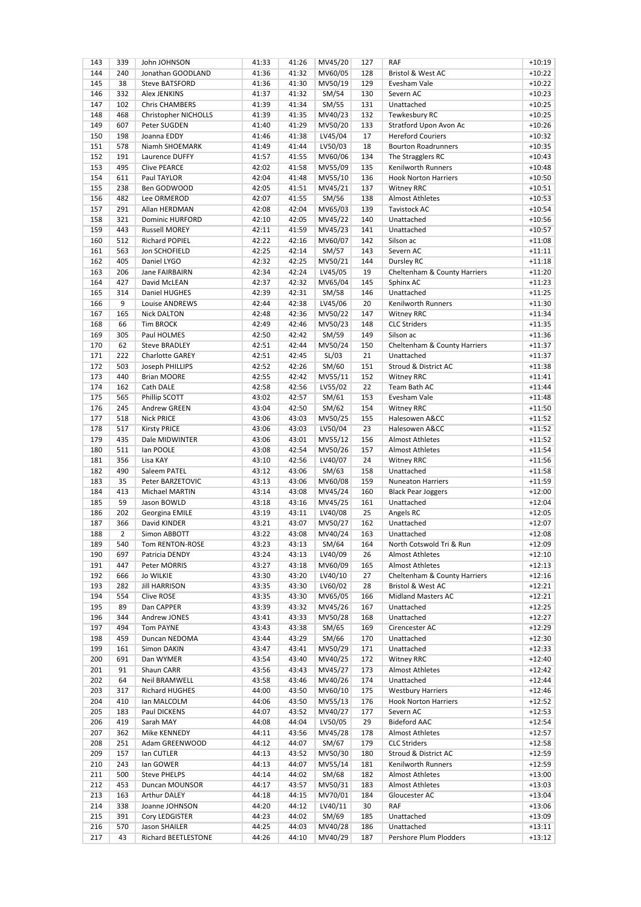| 143 | 339 | John JOHNSON | 41:33 | 41:26 | MV45/20 | 127 | RAF | +10:19 |
|---|---|---|---|---|---|---|---|---|
| 144 | 240 | Jonathan GOODLAND | 41:36 | 41:32 | MV60/05 | 128 | Bristol & West AC | +10:22 |
| 145 | 38 | Steve BATSFORD | 41:36 | 41:30 | MV50/19 | 129 | Evesham Vale | +10:22 |
| 146 | 332 | Alex JENKINS | 41:37 | 41:32 | SM/54 | 130 | Severn AC | +10:23 |
| 147 | 102 | Chris CHAMBERS | 41:39 | 41:34 | SM/55 | 131 | Unattached | +10:25 |
| 148 | 468 | Christopher NICHOLLS | 41:39 | 41:35 | MV40/23 | 132 | Tewkesbury RC | +10:25 |
| 149 | 607 | Peter SUGDEN | 41:40 | 41:29 | MV50/20 | 133 | Stratford Upon Avon Ac | +10:26 |
| 150 | 198 | Joanna EDDY | 41:46 | 41:38 | LV45/04 | 17 | Hereford Couriers | +10:32 |
| 151 | 578 | Niamh SHOEMARK | 41:49 | 41:44 | LV50/03 | 18 | Bourton Roadrunners | +10:35 |
| 152 | 191 | Laurence DUFFY | 41:57 | 41:55 | MV60/06 | 134 | The Stragglers RC | +10:43 |
| 153 | 495 | Clive PEARCE | 42:02 | 41:58 | MV55/09 | 135 | Kenilworth Runners | +10:48 |
| 154 | 611 | Paul TAYLOR | 42:04 | 41:48 | MV55/10 | 136 | Hook Norton Harriers | +10:50 |
| 155 | 238 | Ben GODWOOD | 42:05 | 41:51 | MV45/21 | 137 | Witney RRC | +10:51 |
| 156 | 482 | Lee ORMEROD | 42:07 | 41:55 | SM/56 | 138 | Almost Athletes | +10:53 |
| 157 | 291 | Allan HERDMAN | 42:08 | 42:04 | MV65/03 | 139 | Tavistock AC | +10:54 |
| 158 | 321 | Dominic HURFORD | 42:10 | 42:05 | MV45/22 | 140 | Unattached | +10:56 |
| 159 | 443 | Russell MOREY | 42:11 | 41:59 | MV45/23 | 141 | Unattached | +10:57 |
| 160 | 512 | Richard POPIEL | 42:22 | 42:16 | MV60/07 | 142 | Silson ac | +11:08 |
| 161 | 563 | Jon SCHOFIELD | 42:25 | 42:14 | SM/57 | 143 | Severn AC | +11:11 |
| 162 | 405 | Daniel LYGO | 42:32 | 42:25 | MV50/21 | 144 | Dursley RC | +11:18 |
| 163 | 206 | Jane FAIRBAIRN | 42:34 | 42:24 | LV45/05 | 19 | Cheltenham & County Harriers | +11:20 |
| 164 | 427 | David McLEAN | 42:37 | 42:32 | MV65/04 | 145 | Sphinx AC | +11:23 |
| 165 | 314 | Daniel HUGHES | 42:39 | 42:31 | SM/58 | 146 | Unattached | +11:25 |
| 166 | 9 | Louise ANDREWS | 42:44 | 42:38 | LV45/06 | 20 | Kenilworth Runners | +11:30 |
| 167 | 165 | Nick DALTON | 42:48 | 42:36 | MV50/22 | 147 | Witney RRC | +11:34 |
| 168 | 66 | Tim BROCK | 42:49 | 42:46 | MV50/23 | 148 | CLC Striders | +11:35 |
| 169 | 305 | Paul HOLMES | 42:50 | 42:42 | SM/59 | 149 | Silson ac | +11:36 |
| 170 | 62 | Steve BRADLEY | 42:51 | 42:44 | MV50/24 | 150 | Cheltenham & County Harriers | +11:37 |
| 171 | 222 | Charlotte GAREY | 42:51 | 42:45 | SL/03 | 21 | Unattached | +11:37 |
| 172 | 503 | Joseph PHILLIPS | 42:52 | 42:26 | SM/60 | 151 | Stroud & District AC | +11:38 |
| 173 | 440 | Brian MOORE | 42:55 | 42:42 | MV55/11 | 152 | Witney RRC | +11:41 |
| 174 | 162 | Cath DALE | 42:58 | 42:56 | LV55/02 | 22 | Team Bath AC | +11:44 |
| 175 | 565 | Phillip SCOTT | 43:02 | 42:57 | SM/61 | 153 | Evesham Vale | +11:48 |
| 176 | 245 | Andrew GREEN | 43:04 | 42:50 | SM/62 | 154 | Witney RRC | +11:50 |
| 177 | 518 | Nick PRICE | 43:06 | 43:03 | MV50/25 | 155 | Halesowen A&CC | +11:52 |
| 178 | 517 | Kirsty PRICE | 43:06 | 43:03 | LV50/04 | 23 | Halesowen A&CC | +11:52 |
| 179 | 435 | Dale MIDWINTER | 43:06 | 43:01 | MV55/12 | 156 | Almost Athletes | +11:52 |
| 180 | 511 | Ian POOLE | 43:08 | 42:54 | MV50/26 | 157 | Almost Athletes | +11:54 |
| 181 | 356 | Lisa KAY | 43:10 | 42:56 | LV40/07 | 24 | Witney RRC | +11:56 |
| 182 | 490 | Saleem PATEL | 43:12 | 43:06 | SM/63 | 158 | Unattached | +11:58 |
| 183 | 35 | Peter BARZETOVIC | 43:13 | 43:06 | MV60/08 | 159 | Nuneaton Harriers | +11:59 |
| 184 | 413 | Michael MARTIN | 43:14 | 43:08 | MV45/24 | 160 | Black Pear Joggers | +12:00 |
| 185 | 59 | Jason BOWLD | 43:18 | 43:16 | MV45/25 | 161 | Unattached | +12:04 |
| 186 | 202 | Georgina EMILE | 43:19 | 43:11 | LV40/08 | 25 | Angels RC | +12:05 |
| 187 | 366 | David KINDER | 43:21 | 43:07 | MV50/27 | 162 | Unattached | +12:07 |
| 188 | 2 | Simon ABBOTT | 43:22 | 43:08 | MV40/24 | 163 | Unattached | +12:08 |
| 189 | 540 | Tom RENTON-ROSE | 43:23 | 43:13 | SM/64 | 164 | North Cotswold Tri & Run | +12:09 |
| 190 | 697 | Patricia DENDY | 43:24 | 43:13 | LV40/09 | 26 | Almost Athletes | +12:10 |
| 191 | 447 | Peter MORRIS | 43:27 | 43:18 | MV60/09 | 165 | Almost Athletes | +12:13 |
| 192 | 666 | Jo WILKIE | 43:30 | 43:20 | LV40/10 | 27 | Cheltenham & County Harriers | +12:16 |
| 193 | 282 | Jill HARRISON | 43:35 | 43:30 | LV60/02 | 28 | Bristol & West AC | +12:21 |
| 194 | 554 | Clive ROSE | 43:35 | 43:30 | MV65/05 | 166 | Midland Masters AC | +12:21 |
| 195 | 89 | Dan CAPPER | 43:39 | 43:32 | MV45/26 | 167 | Unattached | +12:25 |
| 196 | 344 | Andrew JONES | 43:41 | 43:33 | MV50/28 | 168 | Unattached | +12:27 |
| 197 | 494 | Tom PAYNE | 43:43 | 43:38 | SM/65 | 169 | Cirencester AC | +12:29 |
| 198 | 459 | Duncan NEDOMA | 43:44 | 43:29 | SM/66 | 170 | Unattached | +12:30 |
| 199 | 161 | Simon DAKIN | 43:47 | 43:41 | MV50/29 | 171 | Unattached | +12:33 |
| 200 | 691 | Dan WYMER | 43:54 | 43:40 | MV40/25 | 172 | Witney RRC | +12:40 |
| 201 | 91 | Shaun CARR | 43:56 | 43:43 | MV45/27 | 173 | Almost Athletes | +12:42 |
| 202 | 64 | Neil BRAMWELL | 43:58 | 43:46 | MV40/26 | 174 | Unattached | +12:44 |
| 203 | 317 | Richard HUGHES | 44:00 | 43:50 | MV60/10 | 175 | Westbury Harriers | +12:46 |
| 204 | 410 | Ian MALCOLM | 44:06 | 43:50 | MV55/13 | 176 | Hook Norton Harriers | +12:52 |
| 205 | 183 | Paul DICKENS | 44:07 | 43:52 | MV40/27 | 177 | Severn AC | +12:53 |
| 206 | 419 | Sarah MAY | 44:08 | 44:04 | LV50/05 | 29 | Bideford AAC | +12:54 |
| 207 | 362 | Mike KENNEDY | 44:11 | 43:56 | MV45/28 | 178 | Almost Athletes | +12:57 |
| 208 | 251 | Adam GREENWOOD | 44:12 | 44:07 | SM/67 | 179 | CLC Striders | +12:58 |
| 209 | 157 | Ian CUTLER | 44:13 | 43:52 | MV50/30 | 180 | Stroud & District AC | +12:59 |
| 210 | 243 | Ian GOWER | 44:13 | 44:07 | MV55/14 | 181 | Kenilworth Runners | +12:59 |
| 211 | 500 | Steve PHELPS | 44:14 | 44:02 | SM/68 | 182 | Almost Athletes | +13:00 |
| 212 | 453 | Duncan MOUNSOR | 44:17 | 43:57 | MV50/31 | 183 | Almost Athletes | +13:03 |
| 213 | 163 | Arthur DALEY | 44:18 | 44:15 | MV70/01 | 184 | Gloucester AC | +13:04 |
| 214 | 338 | Joanne JOHNSON | 44:20 | 44:12 | LV40/11 | 30 | RAF | +13:06 |
| 215 | 391 | Cory LEDGISTER | 44:23 | 44:02 | SM/69 | 185 | Unattached | +13:09 |
| 216 | 570 | Jason SHAILER | 44:25 | 44:03 | MV40/28 | 186 | Unattached | +13:11 |
| 217 | 43 | Richard BEETLESTONE | 44:26 | 44:10 | MV40/29 | 187 | Pershore Plum Plodders | +13:12 |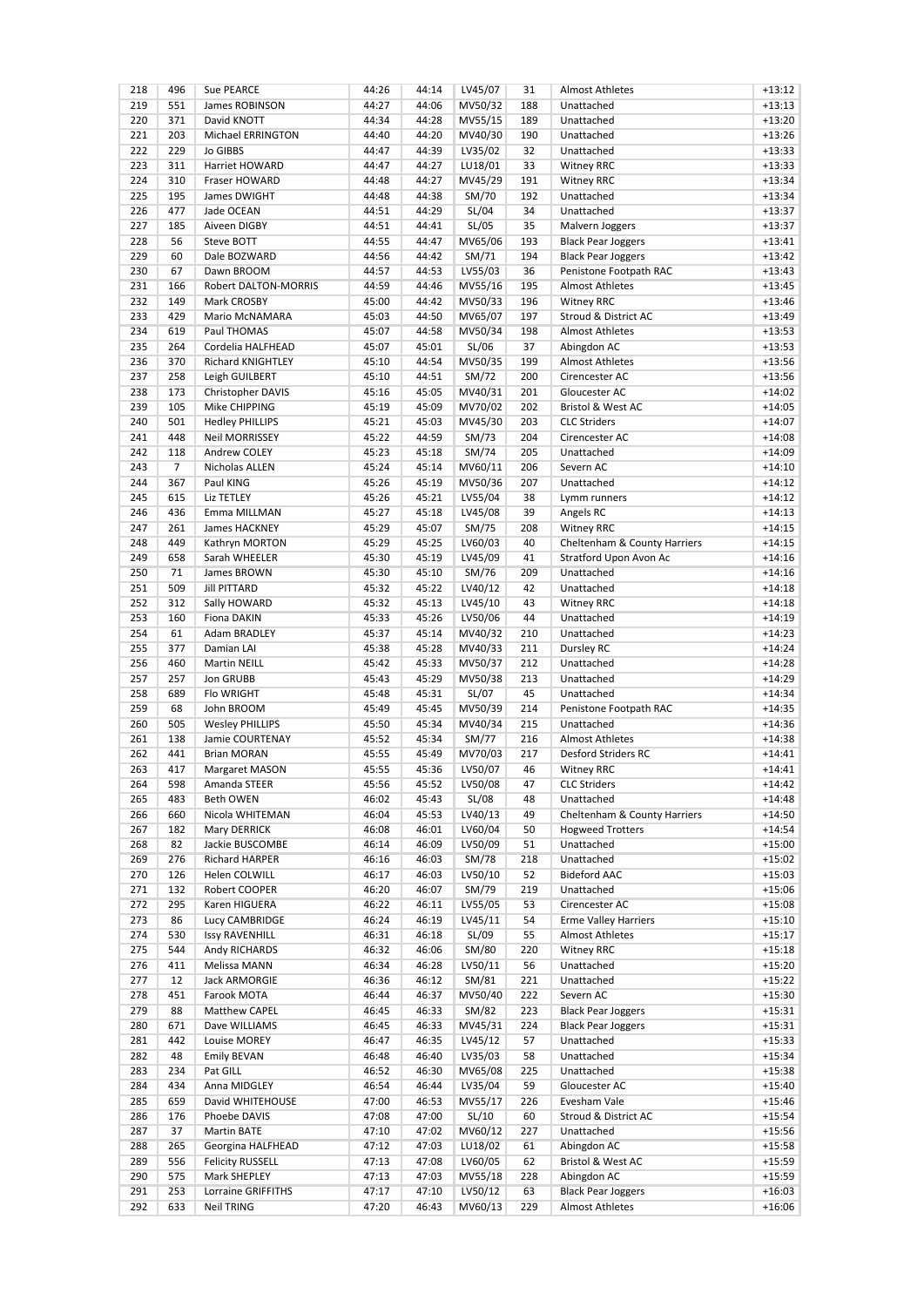| 218 | 496 | Sue PEARCE | 44:26 | 44:14 | LV45/07 | 31 | Almost Athletes | +13:12 |
|---|---|---|---|---|---|---|---|---|
| 219 | 551 | James ROBINSON | 44:27 | 44:06 | MV50/32 | 188 | Unattached | +13:13 |
| 220 | 371 | David KNOTT | 44:34 | 44:28 | MV55/15 | 189 | Unattached | +13:20 |
| 221 | 203 | Michael ERRINGTON | 44:40 | 44:20 | MV40/30 | 190 | Unattached | +13:26 |
| 222 | 229 | Jo GIBBS | 44:47 | 44:39 | LV35/02 | 32 | Unattached | +13:33 |
| 223 | 311 | Harriet HOWARD | 44:47 | 44:27 | LU18/01 | 33 | Witney RRC | +13:33 |
| 224 | 310 | Fraser HOWARD | 44:48 | 44:27 | MV45/29 | 191 | Witney RRC | +13:34 |
| 225 | 195 | James DWIGHT | 44:48 | 44:38 | SM/70 | 192 | Unattached | +13:34 |
| 226 | 477 | Jade OCEAN | 44:51 | 44:29 | SL/04 | 34 | Unattached | +13:37 |
| 227 | 185 | Aiveen DIGBY | 44:51 | 44:41 | SL/05 | 35 | Malvern Joggers | +13:37 |
| 228 | 56 | Steve BOTT | 44:55 | 44:47 | MV65/06 | 193 | Black Pear Joggers | +13:41 |
| 229 | 60 | Dale BOZWARD | 44:56 | 44:42 | SM/71 | 194 | Black Pear Joggers | +13:42 |
| 230 | 67 | Dawn BROOM | 44:57 | 44:53 | LV55/03 | 36 | Penistone Footpath RAC | +13:43 |
| 231 | 166 | Robert DALTON-MORRIS | 44:59 | 44:46 | MV55/16 | 195 | Almost Athletes | +13:45 |
| 232 | 149 | Mark CROSBY | 45:00 | 44:42 | MV50/33 | 196 | Witney RRC | +13:46 |
| 233 | 429 | Mario McNAMARA | 45:03 | 44:50 | MV65/07 | 197 | Stroud & District AC | +13:49 |
| 234 | 619 | Paul THOMAS | 45:07 | 44:58 | MV50/34 | 198 | Almost Athletes | +13:53 |
| 235 | 264 | Cordelia HALFHEAD | 45:07 | 45:01 | SL/06 | 37 | Abingdon AC | +13:53 |
| 236 | 370 | Richard KNIGHTLEY | 45:10 | 44:54 | MV50/35 | 199 | Almost Athletes | +13:56 |
| 237 | 258 | Leigh GUILBERT | 45:10 | 44:51 | SM/72 | 200 | Cirencester AC | +13:56 |
| 238 | 173 | Christopher DAVIS | 45:16 | 45:05 | MV40/31 | 201 | Gloucester AC | +14:02 |
| 239 | 105 | Mike CHIPPING | 45:19 | 45:09 | MV70/02 | 202 | Bristol & West AC | +14:05 |
| 240 | 501 | Hedley PHILLIPS | 45:21 | 45:03 | MV45/30 | 203 | CLC Striders | +14:07 |
| 241 | 448 | Neil MORRISSEY | 45:22 | 44:59 | SM/73 | 204 | Cirencester AC | +14:08 |
| 242 | 118 | Andrew COLEY | 45:23 | 45:18 | SM/74 | 205 | Unattached | +14:09 |
| 243 | 7 | Nicholas ALLEN | 45:24 | 45:14 | MV60/11 | 206 | Severn AC | +14:10 |
| 244 | 367 | Paul KING | 45:26 | 45:19 | MV50/36 | 207 | Unattached | +14:12 |
| 245 | 615 | Liz TETLEY | 45:26 | 45:21 | LV55/04 | 38 | Lymm runners | +14:12 |
| 246 | 436 | Emma MILLMAN | 45:27 | 45:18 | LV45/08 | 39 | Angels RC | +14:13 |
| 247 | 261 | James HACKNEY | 45:29 | 45:07 | SM/75 | 208 | Witney RRC | +14:15 |
| 248 | 449 | Kathryn MORTON | 45:29 | 45:25 | LV60/03 | 40 | Cheltenham & County Harriers | +14:15 |
| 249 | 658 | Sarah WHEELER | 45:30 | 45:19 | LV45/09 | 41 | Stratford Upon Avon Ac | +14:16 |
| 250 | 71 | James BROWN | 45:30 | 45:10 | SM/76 | 209 | Unattached | +14:16 |
| 251 | 509 | Jill PITTARD | 45:32 | 45:22 | LV40/12 | 42 | Unattached | +14:18 |
| 252 | 312 | Sally HOWARD | 45:32 | 45:13 | LV45/10 | 43 | Witney RRC | +14:18 |
| 253 | 160 | Fiona DAKIN | 45:33 | 45:26 | LV50/06 | 44 | Unattached | +14:19 |
| 254 | 61 | Adam BRADLEY | 45:37 | 45:14 | MV40/32 | 210 | Unattached | +14:23 |
| 255 | 377 | Damian LAI | 45:38 | 45:28 | MV40/33 | 211 | Dursley RC | +14:24 |
| 256 | 460 | Martin NEILL | 45:42 | 45:33 | MV50/37 | 212 | Unattached | +14:28 |
| 257 | 257 | Jon GRUBB | 45:43 | 45:29 | MV50/38 | 213 | Unattached | +14:29 |
| 258 | 689 | Flo WRIGHT | 45:48 | 45:31 | SL/07 | 45 | Unattached | +14:34 |
| 259 | 68 | John BROOM | 45:49 | 45:45 | MV50/39 | 214 | Penistone Footpath RAC | +14:35 |
| 260 | 505 | Wesley PHILLIPS | 45:50 | 45:34 | MV40/34 | 215 | Unattached | +14:36 |
| 261 | 138 | Jamie COURTENAY | 45:52 | 45:34 | SM/77 | 216 | Almost Athletes | +14:38 |
| 262 | 441 | Brian MORAN | 45:55 | 45:49 | MV70/03 | 217 | Desford Striders RC | +14:41 |
| 263 | 417 | Margaret MASON | 45:55 | 45:36 | LV50/07 | 46 | Witney RRC | +14:41 |
| 264 | 598 | Amanda STEER | 45:56 | 45:52 | LV50/08 | 47 | CLC Striders | +14:42 |
| 265 | 483 | Beth OWEN | 46:02 | 45:43 | SL/08 | 48 | Unattached | +14:48 |
| 266 | 660 | Nicola WHITEMAN | 46:04 | 45:53 | LV40/13 | 49 | Cheltenham & County Harriers | +14:50 |
| 267 | 182 | Mary DERRICK | 46:08 | 46:01 | LV60/04 | 50 | Hogweed Trotters | +14:54 |
| 268 | 82 | Jackie BUSCOMBE | 46:14 | 46:09 | LV50/09 | 51 | Unattached | +15:00 |
| 269 | 276 | Richard HARPER | 46:16 | 46:03 | SM/78 | 218 | Unattached | +15:02 |
| 270 | 126 | Helen COLWILL | 46:17 | 46:03 | LV50/10 | 52 | Bideford AAC | +15:03 |
| 271 | 132 | Robert COOPER | 46:20 | 46:07 | SM/79 | 219 | Unattached | +15:06 |
| 272 | 295 | Karen HIGUERA | 46:22 | 46:11 | LV55/05 | 53 | Cirencester AC | +15:08 |
| 273 | 86 | Lucy CAMBRIDGE | 46:24 | 46:19 | LV45/11 | 54 | Erme Valley Harriers | +15:10 |
| 274 | 530 | Issy RAVENHILL | 46:31 | 46:18 | SL/09 | 55 | Almost Athletes | +15:17 |
| 275 | 544 | Andy RICHARDS | 46:32 | 46:06 | SM/80 | 220 | Witney RRC | +15:18 |
| 276 | 411 | Melissa MANN | 46:34 | 46:28 | LV50/11 | 56 | Unattached | +15:20 |
| 277 | 12 | Jack ARMORGIE | 46:36 | 46:12 | SM/81 | 221 | Unattached | +15:22 |
| 278 | 451 | Farook MOTA | 46:44 | 46:37 | MV50/40 | 222 | Severn AC | +15:30 |
| 279 | 88 | Matthew CAPEL | 46:45 | 46:33 | SM/82 | 223 | Black Pear Joggers | +15:31 |
| 280 | 671 | Dave WILLIAMS | 46:45 | 46:33 | MV45/31 | 224 | Black Pear Joggers | +15:31 |
| 281 | 442 | Louise MOREY | 46:47 | 46:35 | LV45/12 | 57 | Unattached | +15:33 |
| 282 | 48 | Emily BEVAN | 46:48 | 46:40 | LV35/03 | 58 | Unattached | +15:34 |
| 283 | 234 | Pat GILL | 46:52 | 46:30 | MV65/08 | 225 | Unattached | +15:38 |
| 284 | 434 | Anna MIDGLEY | 46:54 | 46:44 | LV35/04 | 59 | Gloucester AC | +15:40 |
| 285 | 659 | David WHITEHOUSE | 47:00 | 46:53 | MV55/17 | 226 | Evesham Vale | +15:46 |
| 286 | 176 | Phoebe DAVIS | 47:08 | 47:00 | SL/10 | 60 | Stroud & District AC | +15:54 |
| 287 | 37 | Martin BATE | 47:10 | 47:02 | MV60/12 | 227 | Unattached | +15:56 |
| 288 | 265 | Georgina HALFHEAD | 47:12 | 47:03 | LU18/02 | 61 | Abingdon AC | +15:58 |
| 289 | 556 | Felicity RUSSELL | 47:13 | 47:08 | LV60/05 | 62 | Bristol & West AC | +15:59 |
| 290 | 575 | Mark SHEPLEY | 47:13 | 47:03 | MV55/18 | 228 | Abingdon AC | +15:59 |
| 291 | 253 | Lorraine GRIFFITHS | 47:17 | 47:10 | LV50/12 | 63 | Black Pear Joggers | +16:03 |
| 292 | 633 | Neil TRING | 47:20 | 46:43 | MV60/13 | 229 | Almost Athletes | +16:06 |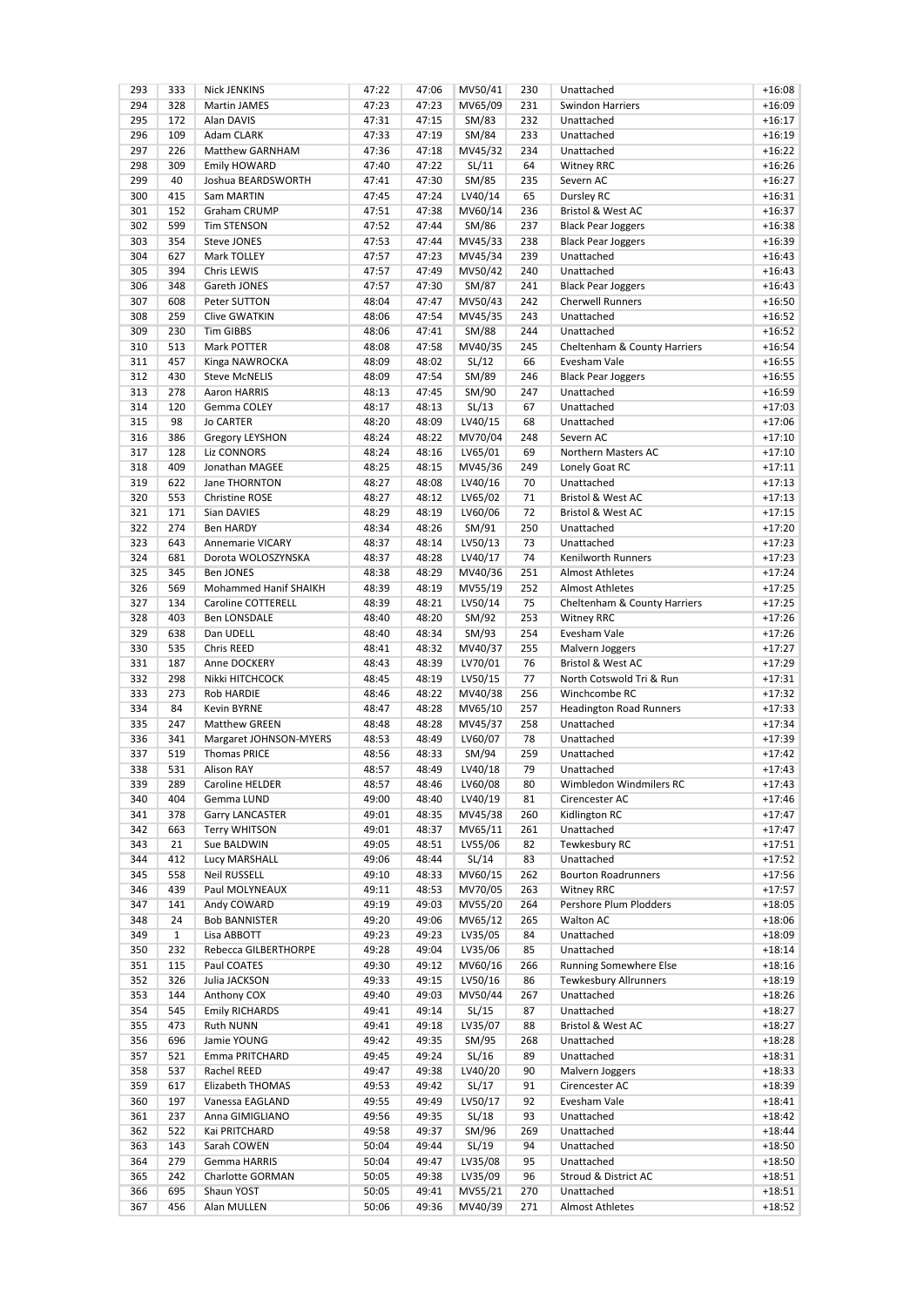| 293 | 333 | Nick JENKINS | 47:22 | 47:06 | MV50/41 | 230 | Unattached | +16:08 |
|---|---|---|---|---|---|---|---|---|
| 294 | 328 | Martin JAMES | 47:23 | 47:23 | MV65/09 | 231 | Swindon Harriers | +16:09 |
| 295 | 172 | Alan DAVIS | 47:31 | 47:15 | SM/83 | 232 | Unattached | +16:17 |
| 296 | 109 | Adam CLARK | 47:33 | 47:19 | SM/84 | 233 | Unattached | +16:19 |
| 297 | 226 | Matthew GARNHAM | 47:36 | 47:18 | MV45/32 | 234 | Unattached | +16:22 |
| 298 | 309 | Emily HOWARD | 47:40 | 47:22 | SL/11 | 64 | Witney RRC | +16:26 |
| 299 | 40 | Joshua BEARDSWORTH | 47:41 | 47:30 | SM/85 | 235 | Severn AC | +16:27 |
| 300 | 415 | Sam MARTIN | 47:45 | 47:24 | LV40/14 | 65 | Dursley RC | +16:31 |
| 301 | 152 | Graham CRUMP | 47:51 | 47:38 | MV60/14 | 236 | Bristol & West AC | +16:37 |
| 302 | 599 | Tim STENSON | 47:52 | 47:44 | SM/86 | 237 | Black Pear Joggers | +16:38 |
| 303 | 354 | Steve JONES | 47:53 | 47:44 | MV45/33 | 238 | Black Pear Joggers | +16:39 |
| 304 | 627 | Mark TOLLEY | 47:57 | 47:23 | MV45/34 | 239 | Unattached | +16:43 |
| 305 | 394 | Chris LEWIS | 47:57 | 47:49 | MV50/42 | 240 | Unattached | +16:43 |
| 306 | 348 | Gareth JONES | 47:57 | 47:30 | SM/87 | 241 | Black Pear Joggers | +16:43 |
| 307 | 608 | Peter SUTTON | 48:04 | 47:47 | MV50/43 | 242 | Cherwell Runners | +16:50 |
| 308 | 259 | Clive GWATKIN | 48:06 | 47:54 | MV45/35 | 243 | Unattached | +16:52 |
| 309 | 230 | Tim GIBBS | 48:06 | 47:41 | SM/88 | 244 | Unattached | +16:52 |
| 310 | 513 | Mark POTTER | 48:08 | 47:58 | MV40/35 | 245 | Cheltenham & County Harriers | +16:54 |
| 311 | 457 | Kinga NAWROCKA | 48:09 | 48:02 | SL/12 | 66 | Evesham Vale | +16:55 |
| 312 | 430 | Steve McNELIS | 48:09 | 47:54 | SM/89 | 246 | Black Pear Joggers | +16:55 |
| 313 | 278 | Aaron HARRIS | 48:13 | 47:45 | SM/90 | 247 | Unattached | +16:59 |
| 314 | 120 | Gemma COLEY | 48:17 | 48:13 | SL/13 | 67 | Unattached | +17:03 |
| 315 | 98 | Jo CARTER | 48:20 | 48:09 | LV40/15 | 68 | Unattached | +17:06 |
| 316 | 386 | Gregory LEYSHON | 48:24 | 48:22 | MV70/04 | 248 | Severn AC | +17:10 |
| 317 | 128 | Liz CONNORS | 48:24 | 48:16 | LV65/01 | 69 | Northern Masters AC | +17:10 |
| 318 | 409 | Jonathan MAGEE | 48:25 | 48:15 | MV45/36 | 249 | Lonely Goat RC | +17:11 |
| 319 | 622 | Jane THORNTON | 48:27 | 48:08 | LV40/16 | 70 | Unattached | +17:13 |
| 320 | 553 | Christine ROSE | 48:27 | 48:12 | LV65/02 | 71 | Bristol & West AC | +17:13 |
| 321 | 171 | Sian DAVIES | 48:29 | 48:19 | LV60/06 | 72 | Bristol & West AC | +17:15 |
| 322 | 274 | Ben HARDY | 48:34 | 48:26 | SM/91 | 250 | Unattached | +17:20 |
| 323 | 643 | Annemarie VICARY | 48:37 | 48:14 | LV50/13 | 73 | Unattached | +17:23 |
| 324 | 681 | Dorota WOLOSZYNSKA | 48:37 | 48:28 | LV40/17 | 74 | Kenilworth Runners | +17:23 |
| 325 | 345 | Ben JONES | 48:38 | 48:29 | MV40/36 | 251 | Almost Athletes | +17:24 |
| 326 | 569 | Mohammed Hanif SHAIKH | 48:39 | 48:19 | MV55/19 | 252 | Almost Athletes | +17:25 |
| 327 | 134 | Caroline COTTERELL | 48:39 | 48:21 | LV50/14 | 75 | Cheltenham & County Harriers | +17:25 |
| 328 | 403 | Ben LONSDALE | 48:40 | 48:20 | SM/92 | 253 | Witney RRC | +17:26 |
| 329 | 638 | Dan UDELL | 48:40 | 48:34 | SM/93 | 254 | Evesham Vale | +17:26 |
| 330 | 535 | Chris REED | 48:41 | 48:32 | MV40/37 | 255 | Malvern Joggers | +17:27 |
| 331 | 187 | Anne DOCKERY | 48:43 | 48:39 | LV70/01 | 76 | Bristol & West AC | +17:29 |
| 332 | 298 | Nikki HITCHCOCK | 48:45 | 48:19 | LV50/15 | 77 | North Cotswold Tri & Run | +17:31 |
| 333 | 273 | Rob HARDIE | 48:46 | 48:22 | MV40/38 | 256 | Winchcombe RC | +17:32 |
| 334 | 84 | Kevin BYRNE | 48:47 | 48:28 | MV65/10 | 257 | Headington Road Runners | +17:33 |
| 335 | 247 | Matthew GREEN | 48:48 | 48:28 | MV45/37 | 258 | Unattached | +17:34 |
| 336 | 341 | Margaret JOHNSON-MYERS | 48:53 | 48:49 | LV60/07 | 78 | Unattached | +17:39 |
| 337 | 519 | Thomas PRICE | 48:56 | 48:33 | SM/94 | 259 | Unattached | +17:42 |
| 338 | 531 | Alison RAY | 48:57 | 48:49 | LV40/18 | 79 | Unattached | +17:43 |
| 339 | 289 | Caroline HELDER | 48:57 | 48:46 | LV60/08 | 80 | Wimbledon Windmilers RC | +17:43 |
| 340 | 404 | Gemma LUND | 49:00 | 48:40 | LV40/19 | 81 | Cirencester AC | +17:46 |
| 341 | 378 | Garry LANCASTER | 49:01 | 48:35 | MV45/38 | 260 | Kidlington RC | +17:47 |
| 342 | 663 | Terry WHITSON | 49:01 | 48:37 | MV65/11 | 261 | Unattached | +17:47 |
| 343 | 21 | Sue BALDWIN | 49:05 | 48:51 | LV55/06 | 82 | Tewkesbury RC | +17:51 |
| 344 | 412 | Lucy MARSHALL | 49:06 | 48:44 | SL/14 | 83 | Unattached | +17:52 |
| 345 | 558 | Neil RUSSELL | 49:10 | 48:33 | MV60/15 | 262 | Bourton Roadrunners | +17:56 |
| 346 | 439 | Paul MOLYNEAUX | 49:11 | 48:53 | MV70/05 | 263 | Witney RRC | +17:57 |
| 347 | 141 | Andy COWARD | 49:19 | 49:03 | MV55/20 | 264 | Pershore Plum Plodders | +18:05 |
| 348 | 24 | Bob BANNISTER | 49:20 | 49:06 | MV65/12 | 265 | Walton AC | +18:06 |
| 349 | 1 | Lisa ABBOTT | 49:23 | 49:23 | LV35/05 | 84 | Unattached | +18:09 |
| 350 | 232 | Rebecca GILBERTHORPE | 49:28 | 49:04 | LV35/06 | 85 | Unattached | +18:14 |
| 351 | 115 | Paul COATES | 49:30 | 49:12 | MV60/16 | 266 | Running Somewhere Else | +18:16 |
| 352 | 326 | Julia JACKSON | 49:33 | 49:15 | LV50/16 | 86 | Tewkesbury Allrunners | +18:19 |
| 353 | 144 | Anthony COX | 49:40 | 49:03 | MV50/44 | 267 | Unattached | +18:26 |
| 354 | 545 | Emily RICHARDS | 49:41 | 49:14 | SL/15 | 87 | Unattached | +18:27 |
| 355 | 473 | Ruth NUNN | 49:41 | 49:18 | LV35/07 | 88 | Bristol & West AC | +18:27 |
| 356 | 696 | Jamie YOUNG | 49:42 | 49:35 | SM/95 | 268 | Unattached | +18:28 |
| 357 | 521 | Emma PRITCHARD | 49:45 | 49:24 | SL/16 | 89 | Unattached | +18:31 |
| 358 | 537 | Rachel REED | 49:47 | 49:38 | LV40/20 | 90 | Malvern Joggers | +18:33 |
| 359 | 617 | Elizabeth THOMAS | 49:53 | 49:42 | SL/17 | 91 | Cirencester AC | +18:39 |
| 360 | 197 | Vanessa EAGLAND | 49:55 | 49:49 | LV50/17 | 92 | Evesham Vale | +18:41 |
| 361 | 237 | Anna GIMIGLIANO | 49:56 | 49:35 | SL/18 | 93 | Unattached | +18:42 |
| 362 | 522 | Kai PRITCHARD | 49:58 | 49:37 | SM/96 | 269 | Unattached | +18:44 |
| 363 | 143 | Sarah COWEN | 50:04 | 49:44 | SL/19 | 94 | Unattached | +18:50 |
| 364 | 279 | Gemma HARRIS | 50:04 | 49:47 | LV35/08 | 95 | Unattached | +18:50 |
| 365 | 242 | Charlotte GORMAN | 50:05 | 49:38 | LV35/09 | 96 | Stroud & District AC | +18:51 |
| 366 | 695 | Shaun YOST | 50:05 | 49:41 | MV55/21 | 270 | Unattached | +18:51 |
| 367 | 456 | Alan MULLEN | 50:06 | 49:36 | MV40/39 | 271 | Almost Athletes | +18:52 |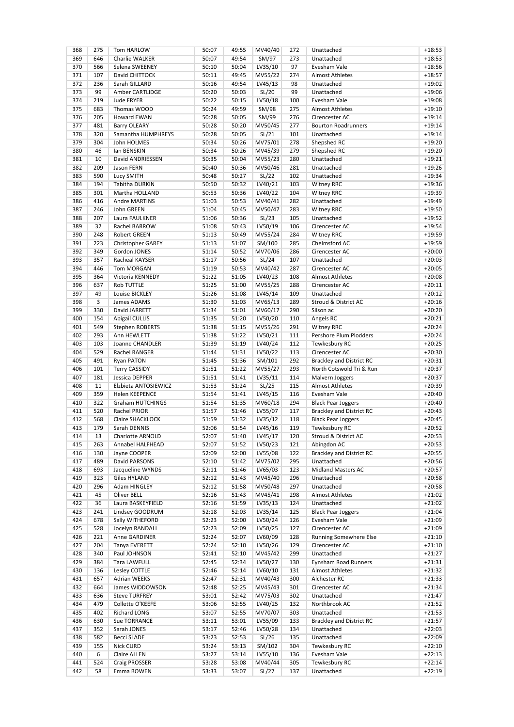| 368 | 275 | Tom HARLOW | 50:07 | 49:55 | MV40/40 | 272 | Unattached | +18:53 |
|---|---|---|---|---|---|---|---|---|
| 369 | 646 | Charlie WALKER | 50:07 | 49:54 | SM/97 | 273 | Unattached | +18:53 |
| 370 | 566 | Selena SWEENEY | 50:10 | 50:04 | LV35/10 | 97 | Evesham Vale | +18:56 |
| 371 | 107 | David CHITTOCK | 50:11 | 49:45 | MV55/22 | 274 | Almost Athletes | +18:57 |
| 372 | 236 | Sarah GILLARD | 50:16 | 49:54 | LV45/13 | 98 | Unattached | +19:02 |
| 373 | 99 | Amber CARTLIDGE | 50:20 | 50:03 | SL/20 | 99 | Unattached | +19:06 |
| 374 | 219 | Jude FRYER | 50:22 | 50:15 | LV50/18 | 100 | Evesham Vale | +19:08 |
| 375 | 683 | Thomas WOOD | 50:24 | 49:59 | SM/98 | 275 | Almost Athletes | +19:10 |
| 376 | 205 | Howard EWAN | 50:28 | 50:05 | SM/99 | 276 | Cirencester AC | +19:14 |
| 377 | 481 | Barry OLEARY | 50:28 | 50:20 | MV50/45 | 277 | Bourton Roadrunners | +19:14 |
| 378 | 320 | Samantha HUMPHREYS | 50:28 | 50:05 | SL/21 | 101 | Unattached | +19:14 |
| 379 | 304 | John HOLMES | 50:34 | 50:26 | MV75/01 | 278 | Shepshed RC | +19:20 |
| 380 | 46 | Ian BENSKIN | 50:34 | 50:26 | MV45/39 | 279 | Shepshed RC | +19:20 |
| 381 | 10 | David ANDRIESSEN | 50:35 | 50:04 | MV55/23 | 280 | Unattached | +19:21 |
| 382 | 209 | Jason FERN | 50:40 | 50:36 | MV50/46 | 281 | Unattached | +19:26 |
| 383 | 590 | Lucy SMITH | 50:48 | 50:27 | SL/22 | 102 | Unattached | +19:34 |
| 384 | 194 | Tabitha DURKIN | 50:50 | 50:32 | LV40/21 | 103 | Witney RRC | +19:36 |
| 385 | 301 | Martha HOLLAND | 50:53 | 50:36 | LV40/22 | 104 | Witney RRC | +19:39 |
| 386 | 416 | Andre MARTINS | 51:03 | 50:53 | MV40/41 | 282 | Unattached | +19:49 |
| 387 | 246 | John GREEN | 51:04 | 50:45 | MV50/47 | 283 | Witney RRC | +19:50 |
| 388 | 207 | Laura FAULKNER | 51:06 | 50:36 | SL/23 | 105 | Unattached | +19:52 |
| 389 | 32 | Rachel BARROW | 51:08 | 50:43 | LV50/19 | 106 | Cirencester AC | +19:54 |
| 390 | 248 | Robert GREEN | 51:13 | 50:49 | MV55/24 | 284 | Witney RRC | +19:59 |
| 391 | 223 | Christopher GAREY | 51:13 | 51:07 | SM/100 | 285 | Chelmsford AC | +19:59 |
| 392 | 349 | Gordon JONES | 51:14 | 50:52 | MV70/06 | 286 | Cirencester AC | +20:00 |
| 393 | 357 | Racheal KAYSER | 51:17 | 50:56 | SL/24 | 107 | Unattached | +20:03 |
| 394 | 446 | Tom MORGAN | 51:19 | 50:53 | MV40/42 | 287 | Cirencester AC | +20:05 |
| 395 | 364 | Victoria KENNEDY | 51:22 | 51:05 | LV40/23 | 108 | Almost Athletes | +20:08 |
| 396 | 637 | Rob TUTTLE | 51:25 | 51:00 | MV55/25 | 288 | Cirencester AC | +20:11 |
| 397 | 49 | Louise BICKLEY | 51:26 | 51:08 | LV45/14 | 109 | Unattached | +20:12 |
| 398 | 3 | James ADAMS | 51:30 | 51:03 | MV65/13 | 289 | Stroud & District AC | +20:16 |
| 399 | 330 | David JARRETT | 51:34 | 51:01 | MV60/17 | 290 | Silson ac | +20:20 |
| 400 | 154 | Abigail CULLIS | 51:35 | 51:20 | LV50/20 | 110 | Angels RC | +20:21 |
| 401 | 549 | Stephen ROBERTS | 51:38 | 51:15 | MV55/26 | 291 | Witney RRC | +20:24 |
| 402 | 293 | Ann HEWLETT | 51:38 | 51:22 | LV50/21 | 111 | Pershore Plum Plodders | +20:24 |
| 403 | 103 | Joanne CHANDLER | 51:39 | 51:19 | LV40/24 | 112 | Tewkesbury RC | +20:25 |
| 404 | 529 | Rachel RANGER | 51:44 | 51:31 | LV50/22 | 113 | Cirencester AC | +20:30 |
| 405 | 491 | Ryan PATON | 51:45 | 51:36 | SM/101 | 292 | Brackley and District RC | +20:31 |
| 406 | 101 | Terry CASSIDY | 51:51 | 51:22 | MV55/27 | 293 | North Cotswold Tri & Run | +20:37 |
| 407 | 181 | Jessica DEPPER | 51:51 | 51:41 | LV35/11 | 114 | Malvern Joggers | +20:37 |
| 408 | 11 | Elzbieta ANTOSIEWICZ | 51:53 | 51:24 | SL/25 | 115 | Almost Athletes | +20:39 |
| 409 | 359 | Helen KEEPENCE | 51:54 | 51:41 | LV45/15 | 116 | Evesham Vale | +20:40 |
| 410 | 322 | Graham HUTCHINGS | 51:54 | 51:35 | MV60/18 | 294 | Black Pear Joggers | +20:40 |
| 411 | 520 | Rachel PRIOR | 51:57 | 51:46 | LV55/07 | 117 | Brackley and District RC | +20:43 |
| 412 | 568 | Claire SHACKLOCK | 51:59 | 51:32 | LV35/12 | 118 | Black Pear Joggers | +20:45 |
| 413 | 179 | Sarah DENNIS | 52:06 | 51:54 | LV45/16 | 119 | Tewkesbury RC | +20:52 |
| 414 | 13 | Charlotte ARNOLD | 52:07 | 51:40 | LV45/17 | 120 | Stroud & District AC | +20:53 |
| 415 | 263 | Annabel HALFHEAD | 52:07 | 51:52 | LV50/23 | 121 | Abingdon AC | +20:53 |
| 416 | 130 | Jayne COOPER | 52:09 | 52:00 | LV55/08 | 122 | Brackley and District RC | +20:55 |
| 417 | 489 | David PARSONS | 52:10 | 51:42 | MV75/02 | 295 | Unattached | +20:56 |
| 418 | 693 | Jacqueline WYNDS | 52:11 | 51:46 | LV65/03 | 123 | Midland Masters AC | +20:57 |
| 419 | 323 | Giles HYLAND | 52:12 | 51:43 | MV45/40 | 296 | Unattached | +20:58 |
| 420 | 296 | Adam HINGLEY | 52:12 | 51:58 | MV50/48 | 297 | Unattached | +20:58 |
| 421 | 45 | Oliver BELL | 52:16 | 51:43 | MV45/41 | 298 | Almost Athletes | +21:02 |
| 422 | 36 | Laura BASKEYFIELD | 52:16 | 51:59 | LV35/13 | 124 | Unattached | +21:02 |
| 423 | 241 | Lindsey GOODRUM | 52:18 | 52:03 | LV35/14 | 125 | Black Pear Joggers | +21:04 |
| 424 | 678 | Sally WITHEFORD | 52:23 | 52:00 | LV50/24 | 126 | Evesham Vale | +21:09 |
| 425 | 528 | Jocelyn RANDALL | 52:23 | 52:09 | LV50/25 | 127 | Cirencester AC | +21:09 |
| 426 | 221 | Anne GARDINER | 52:24 | 52:07 | LV60/09 | 128 | Running Somewhere Else | +21:10 |
| 427 | 204 | Tanya EVERETT | 52:24 | 52:10 | LV50/26 | 129 | Cirencester AC | +21:10 |
| 428 | 340 | Paul JOHNSON | 52:41 | 52:10 | MV45/42 | 299 | Unattached | +21:27 |
| 429 | 384 | Tara LAWFULL | 52:45 | 52:34 | LV50/27 | 130 | Eynsham Road Runners | +21:31 |
| 430 | 136 | Lesley COTTLE | 52:46 | 52:14 | LV60/10 | 131 | Almost Athletes | +21:32 |
| 431 | 657 | Adrian WEEKS | 52:47 | 52:31 | MV40/43 | 300 | Alchester RC | +21:33 |
| 432 | 664 | James WIDDOWSON | 52:48 | 52:25 | MV45/43 | 301 | Cirencester AC | +21:34 |
| 433 | 636 | Steve TURFREY | 53:01 | 52:42 | MV75/03 | 302 | Unattached | +21:47 |
| 434 | 479 | Collette O'KEEFE | 53:06 | 52:55 | LV40/25 | 132 | Northbrook AC | +21:52 |
| 435 | 402 | Richard LONG | 53:07 | 52:55 | MV70/07 | 303 | Unattached | +21:53 |
| 436 | 630 | Sue TORRANCE | 53:11 | 53:01 | LV55/09 | 133 | Brackley and District RC | +21:57 |
| 437 | 352 | Sarah JONES | 53:17 | 52:46 | LV50/28 | 134 | Unattached | +22:03 |
| 438 | 582 | Becci SLADE | 53:23 | 52:53 | SL/26 | 135 | Unattached | +22:09 |
| 439 | 155 | Nick CURD | 53:24 | 53:13 | SM/102 | 304 | Tewkesbury RC | +22:10 |
| 440 | 6 | Claire ALLEN | 53:27 | 53:14 | LV55/10 | 136 | Evesham Vale | +22:13 |
| 441 | 524 | Craig PROSSER | 53:28 | 53:08 | MV40/44 | 305 | Tewkesbury RC | +22:14 |
| 442 | 58 | Emma BOWEN | 53:33 | 53:07 | SL/27 | 137 | Unattached | +22:19 |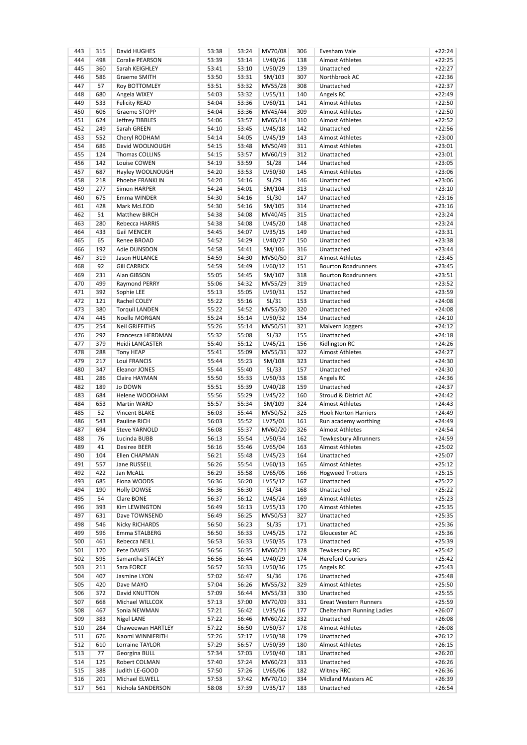| 443 | 315 | David HUGHES | 53:38 | 53:24 | MV70/08 | 306 | Evesham Vale | +22:24 |
|---|---|---|---|---|---|---|---|---|
| 444 | 498 | Coralie PEARSON | 53:39 | 53:14 | LV40/26 | 138 | Almost Athletes | +22:25 |
| 445 | 360 | Sarah KEIGHLEY | 53:41 | 53:10 | LV50/29 | 139 | Unattached | +22:27 |
| 446 | 586 | Graeme SMITH | 53:50 | 53:31 | SM/103 | 307 | Northbrook AC | +22:36 |
| 447 | 57 | Roy BOTTOMLEY | 53:51 | 53:32 | MV55/28 | 308 | Unattached | +22:37 |
| 448 | 680 | Angela WIXEY | 54:03 | 53:32 | LV55/11 | 140 | Angels RC | +22:49 |
| 449 | 533 | Felicity READ | 54:04 | 53:36 | LV60/11 | 141 | Almost Athletes | +22:50 |
| 450 | 606 | Graeme STOPP | 54:04 | 53:36 | MV45/44 | 309 | Almost Athletes | +22:50 |
| 451 | 624 | Jeffrey TIBBLES | 54:06 | 53:57 | MV65/14 | 310 | Almost Athletes | +22:52 |
| 452 | 249 | Sarah GREEN | 54:10 | 53:45 | LV45/18 | 142 | Unattached | +22:56 |
| 453 | 552 | Cheryl RODHAM | 54:14 | 54:05 | LV45/19 | 143 | Almost Athletes | +23:00 |
| 454 | 686 | David WOOLNOUGH | 54:15 | 53:48 | MV50/49 | 311 | Almost Athletes | +23:01 |
| 455 | 124 | Thomas COLLINS | 54:15 | 53:57 | MV60/19 | 312 | Unattached | +23:01 |
| 456 | 142 | Louise COWEN | 54:19 | 53:59 | SL/28 | 144 | Unattached | +23:05 |
| 457 | 687 | Hayley WOOLNOUGH | 54:20 | 53:53 | LV50/30 | 145 | Almost Athletes | +23:06 |
| 458 | 218 | Phoebe FRANKLIN | 54:20 | 54:16 | SL/29 | 146 | Unattached | +23:06 |
| 459 | 277 | Simon HARPER | 54:24 | 54:01 | SM/104 | 313 | Unattached | +23:10 |
| 460 | 675 | Emma WINDER | 54:30 | 54:16 | SL/30 | 147 | Unattached | +23:16 |
| 461 | 428 | Mark McLEOD | 54:30 | 54:16 | SM/105 | 314 | Unattached | +23:16 |
| 462 | 51 | Matthew BIRCH | 54:38 | 54:08 | MV40/45 | 315 | Unattached | +23:24 |
| 463 | 280 | Rebecca HARRIS | 54:38 | 54:08 | LV45/20 | 148 | Unattached | +23:24 |
| 464 | 433 | Gail MENCER | 54:45 | 54:07 | LV35/15 | 149 | Unattached | +23:31 |
| 465 | 65 | Renee BROAD | 54:52 | 54:29 | LV40/27 | 150 | Unattached | +23:38 |
| 466 | 192 | Adie DUNSDON | 54:58 | 54:41 | SM/106 | 316 | Unattached | +23:44 |
| 467 | 319 | Jason HULANCE | 54:59 | 54:30 | MV50/50 | 317 | Almost Athletes | +23:45 |
| 468 | 92 | Gill CARRICK | 54:59 | 54:49 | LV60/12 | 151 | Bourton Roadrunners | +23:45 |
| 469 | 231 | Alan GIBSON | 55:05 | 54:45 | SM/107 | 318 | Bourton Roadrunners | +23:51 |
| 470 | 499 | Raymond PERRY | 55:06 | 54:32 | MV55/29 | 319 | Unattached | +23:52 |
| 471 | 392 | Sophie LEE | 55:13 | 55:05 | LV50/31 | 152 | Unattached | +23:59 |
| 472 | 121 | Rachel COLEY | 55:22 | 55:16 | SL/31 | 153 | Unattached | +24:08 |
| 473 | 380 | Torquil LANDEN | 55:22 | 54:52 | MV55/30 | 320 | Unattached | +24:08 |
| 474 | 445 | Noelle MORGAN | 55:24 | 55:14 | LV50/32 | 154 | Unattached | +24:10 |
| 475 | 254 | Neil GRIFFITHS | 55:26 | 55:14 | MV50/51 | 321 | Malvern Joggers | +24:12 |
| 476 | 292 | Francesca HERDMAN | 55:32 | 55:08 | SL/32 | 155 | Unattached | +24:18 |
| 477 | 379 | Heidi LANCASTER | 55:40 | 55:12 | LV45/21 | 156 | Kidlington RC | +24:26 |
| 478 | 288 | Tony HEAP | 55:41 | 55:09 | MV55/31 | 322 | Almost Athletes | +24:27 |
| 479 | 217 | Loui FRANCIS | 55:44 | 55:23 | SM/108 | 323 | Unattached | +24:30 |
| 480 | 347 | Eleanor JONES | 55:44 | 55:40 | SL/33 | 157 | Unattached | +24:30 |
| 481 | 286 | Claire HAYMAN | 55:50 | 55:33 | LV50/33 | 158 | Angels RC | +24:36 |
| 482 | 189 | Jo DOWN | 55:51 | 55:39 | LV40/28 | 159 | Unattached | +24:37 |
| 483 | 684 | Helene WOODHAM | 55:56 | 55:29 | LV45/22 | 160 | Stroud & District AC | +24:42 |
| 484 | 653 | Martin WARD | 55:57 | 55:34 | SM/109 | 324 | Almost Athletes | +24:43 |
| 485 | 52 | Vincent BLAKE | 56:03 | 55:44 | MV50/52 | 325 | Hook Norton Harriers | +24:49 |
| 486 | 543 | Pauline RICH | 56:03 | 55:52 | LV75/01 | 161 | Run academy worthing | +24:49 |
| 487 | 694 | Steve YARNOLD | 56:08 | 55:37 | MV60/20 | 326 | Almost Athletes | +24:54 |
| 488 | 76 | Lucinda BUBB | 56:13 | 55:54 | LV50/34 | 162 | Tewkesbury Allrunners | +24:59 |
| 489 | 41 | Desiree BEER | 56:16 | 55:46 | LV65/04 | 163 | Almost Athletes | +25:02 |
| 490 | 104 | Ellen CHAPMAN | 56:21 | 55:48 | LV45/23 | 164 | Unattached | +25:07 |
| 491 | 557 | Jane RUSSELL | 56:26 | 55:54 | LV60/13 | 165 | Almost Athletes | +25:12 |
| 492 | 422 | Jan McALL | 56:29 | 55:58 | LV65/05 | 166 | Hogweed Trotters | +25:15 |
| 493 | 685 | Fiona WOODS | 56:36 | 56:20 | LV55/12 | 167 | Unattached | +25:22 |
| 494 | 190 | Holly DOWSE | 56:36 | 56:30 | SL/34 | 168 | Unattached | +25:22 |
| 495 | 54 | Clare BONE | 56:37 | 56:12 | LV45/24 | 169 | Almost Athletes | +25:23 |
| 496 | 393 | Kim LEWINGTON | 56:49 | 56:13 | LV55/13 | 170 | Almost Athletes | +25:35 |
| 497 | 631 | Dave TOWNSEND | 56:49 | 56:25 | MV50/53 | 327 | Unattached | +25:35 |
| 498 | 546 | Nicky RICHARDS | 56:50 | 56:23 | SL/35 | 171 | Unattached | +25:36 |
| 499 | 596 | Emma STALBERG | 56:50 | 56:33 | LV45/25 | 172 | Gloucester AC | +25:36 |
| 500 | 461 | Rebecca NEILL | 56:53 | 56:33 | LV50/35 | 173 | Unattached | +25:39 |
| 501 | 170 | Pete DAVIES | 56:56 | 56:35 | MV60/21 | 328 | Tewkesbury RC | +25:42 |
| 502 | 595 | Samantha STACEY | 56:56 | 56:44 | LV40/29 | 174 | Hereford Couriers | +25:42 |
| 503 | 211 | Sara FORCE | 56:57 | 56:33 | LV50/36 | 175 | Angels RC | +25:43 |
| 504 | 407 | Jasmine LYON | 57:02 | 56:47 | SL/36 | 176 | Unattached | +25:48 |
| 505 | 420 | Dave MAYO | 57:04 | 56:26 | MV55/32 | 329 | Almost Athletes | +25:50 |
| 506 | 372 | David KNUTTON | 57:09 | 56:44 | MV55/33 | 330 | Unattached | +25:55 |
| 507 | 668 | Michael WILLCOX | 57:13 | 57:00 | MV70/09 | 331 | Great Western Runners | +25:59 |
| 508 | 467 | Sonia NEWMAN | 57:21 | 56:42 | LV35/16 | 177 | Cheltenham Running Ladies | +26:07 |
| 509 | 383 | Nigel LANE | 57:22 | 56:46 | MV60/22 | 332 | Unattached | +26:08 |
| 510 | 284 | Chaweewan HARTLEY | 57:22 | 56:50 | LV50/37 | 178 | Almost Athletes | +26:08 |
| 511 | 676 | Naomi WINNIFRITH | 57:26 | 57:17 | LV50/38 | 179 | Unattached | +26:12 |
| 512 | 610 | Lorraine TAYLOR | 57:29 | 56:57 | LV50/39 | 180 | Almost Athletes | +26:15 |
| 513 | 77 | Georgina BULL | 57:34 | 57:03 | LV50/40 | 181 | Unattached | +26:20 |
| 514 | 125 | Robert COLMAN | 57:40 | 57:24 | MV60/23 | 333 | Unattached | +26:26 |
| 515 | 388 | Judith LE-GOOD | 57:50 | 57:26 | LV65/06 | 182 | Witney RRC | +26:36 |
| 516 | 201 | Michael ELWELL | 57:53 | 57:42 | MV70/10 | 334 | Midland Masters AC | +26:39 |
| 517 | 561 | Nichola SANDERSON | 58:08 | 57:39 | LV35/17 | 183 | Unattached | +26:54 |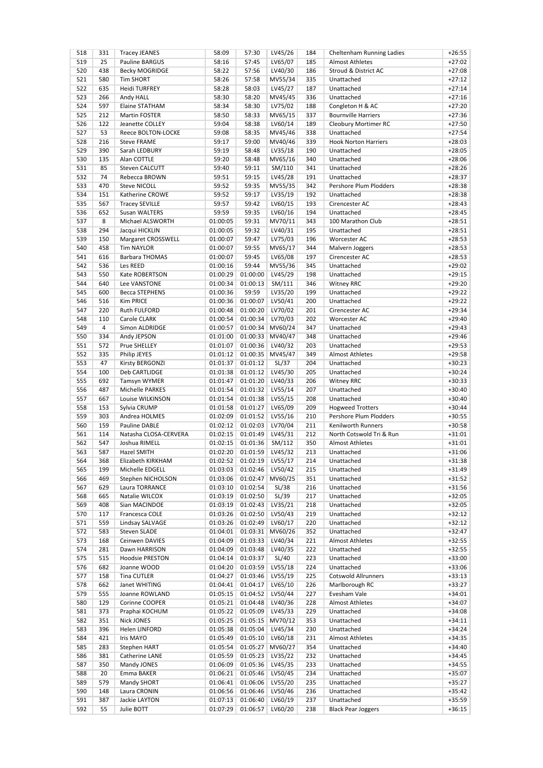| 518 | 331 | Tracey JEANES | 58:09 | 57:30 | LV45/26 | 184 | Cheltenham Running Ladies | +26:55 |
|---|---|---|---|---|---|---|---|---|
| 519 | 25 | Pauline BARGUS | 58:16 | 57:45 | LV65/07 | 185 | Almost Athletes | +27:02 |
| 520 | 438 | Becky MOGRIDGE | 58:22 | 57:56 | LV40/30 | 186 | Stroud & District AC | +27:08 |
| 521 | 580 | Tim SHORT | 58:26 | 57:58 | MV55/34 | 335 | Unattached | +27:12 |
| 522 | 635 | Heidi TURFREY | 58:28 | 58:03 | LV45/27 | 187 | Unattached | +27:14 |
| 523 | 266 | Andy HALL | 58:30 | 58:20 | MV45/45 | 336 | Unattached | +27:16 |
| 524 | 597 | Elaine STATHAM | 58:34 | 58:30 | LV75/02 | 188 | Congleton H & AC | +27:20 |
| 525 | 212 | Martin FOSTER | 58:50 | 58:33 | MV65/15 | 337 | Bournville Harriers | +27:36 |
| 526 | 122 | Jeanette COLLEY | 59:04 | 58:38 | LV60/14 | 189 | Cleobury Mortimer RC | +27:50 |
| 527 | 53 | Reece BOLTON-LOCKE | 59:08 | 58:35 | MV45/46 | 338 | Unattached | +27:54 |
| 528 | 216 | Steve FRAME | 59:17 | 59:00 | MV40/46 | 339 | Hook Norton Harriers | +28:03 |
| 529 | 390 | Sarah LEDBURY | 59:19 | 58:48 | LV35/18 | 190 | Unattached | +28:05 |
| 530 | 135 | Alan COTTLE | 59:20 | 58:48 | MV65/16 | 340 | Unattached | +28:06 |
| 531 | 85 | Steven CALCUTT | 59:40 | 59:11 | SM/110 | 341 | Unattached | +28:26 |
| 532 | 74 | Rebecca BROWN | 59:51 | 59:15 | LV45/28 | 191 | Unattached | +28:37 |
| 533 | 470 | Steve NICOLL | 59:52 | 59:35 | MV55/35 | 342 | Pershore Plum Plodders | +28:38 |
| 534 | 151 | Katherine CROWE | 59:52 | 59:17 | LV35/19 | 192 | Unattached | +28:38 |
| 535 | 567 | Tracey SEVILLE | 59:57 | 59:42 | LV60/15 | 193 | Cirencester AC | +28:43 |
| 536 | 652 | Susan WALTERS | 59:59 | 59:35 | LV60/16 | 194 | Unattached | +28:45 |
| 537 | 8 | Michael ALSWORTH | 01:00:05 | 59:31 | MV70/11 | 343 | 100 Marathon Club | +28:51 |
| 538 | 294 | Jacqui HICKLIN | 01:00:05 | 59:32 | LV40/31 | 195 | Unattached | +28:51 |
| 539 | 150 | Margaret CROSSWELL | 01:00:07 | 59:47 | LV75/03 | 196 | Worcester AC | +28:53 |
| 540 | 458 | Tim NAYLOR | 01:00:07 | 59:55 | MV65/17 | 344 | Malvern Joggers | +28:53 |
| 541 | 616 | Barbara THOMAS | 01:00:07 | 59:45 | LV65/08 | 197 | Cirencester AC | +28:53 |
| 542 | 536 | Les REED | 01:00:16 | 59:44 | MV55/36 | 345 | Unattached | +29:02 |
| 543 | 550 | Kate ROBERTSON | 01:00:29 | 01:00:00 | LV45/29 | 198 | Unattached | +29:15 |
| 544 | 640 | Lee VANSTONE | 01:00:34 | 01:00:13 | SM/111 | 346 | Witney RRC | +29:20 |
| 545 | 600 | Becca STEPHENS | 01:00:36 | 59:59 | LV35/20 | 199 | Unattached | +29:22 |
| 546 | 516 | Kim PRICE | 01:00:36 | 01:00:07 | LV50/41 | 200 | Unattached | +29:22 |
| 547 | 220 | Ruth FULFORD | 01:00:48 | 01:00:20 | LV70/02 | 201 | Cirencester AC | +29:34 |
| 548 | 110 | Carole CLARK | 01:00:54 | 01:00:34 | LV70/03 | 202 | Worcester AC | +29:40 |
| 549 | 4 | Simon ALDRIDGE | 01:00:57 | 01:00:34 | MV60/24 | 347 | Unattached | +29:43 |
| 550 | 334 | Andy JEPSON | 01:01:00 | 01:00:33 | MV40/47 | 348 | Unattached | +29:46 |
| 551 | 572 | Prue SHELLEY | 01:01:07 | 01:00:36 | LV40/32 | 203 | Unattached | +29:53 |
| 552 | 335 | Philip JEYES | 01:01:12 | 01:00:35 | MV45/47 | 349 | Almost Athletes | +29:58 |
| 553 | 47 | Kirsty BERGONZI | 01:01:37 | 01:01:12 | SL/37 | 204 | Unattached | +30:23 |
| 554 | 100 | Deb CARTLIDGE | 01:01:38 | 01:01:12 | LV45/30 | 205 | Unattached | +30:24 |
| 555 | 692 | Tamsyn WYMER | 01:01:47 | 01:01:20 | LV40/33 | 206 | Witney RRC | +30:33 |
| 556 | 487 | Michelle PARKES | 01:01:54 | 01:01:32 | LV55/14 | 207 | Unattached | +30:40 |
| 557 | 667 | Louise WILKINSON | 01:01:54 | 01:01:38 | LV55/15 | 208 | Unattached | +30:40 |
| 558 | 153 | Sylvia CRUMP | 01:01:58 | 01:01:27 | LV65/09 | 209 | Hogweed Trotters | +30:44 |
| 559 | 303 | Andrea HOLMES | 01:02:09 | 01:01:52 | LV55/16 | 210 | Pershore Plum Plodders | +30:55 |
| 560 | 159 | Pauline DABLE | 01:02:12 | 01:02:03 | LV70/04 | 211 | Kenilworth Runners | +30:58 |
| 561 | 114 | Natasha CLOSA-CERVERA | 01:02:15 | 01:01:49 | LV45/31 | 212 | North Cotswold Tri & Run | +31:01 |
| 562 | 547 | Joshua RIMELL | 01:02:15 | 01:01:36 | SM/112 | 350 | Almost Athletes | +31:01 |
| 563 | 587 | Hazel SMITH | 01:02:20 | 01:01:59 | LV45/32 | 213 | Unattached | +31:06 |
| 564 | 368 | Elizabeth KIRKHAM | 01:02:52 | 01:02:19 | LV55/17 | 214 | Unattached | +31:38 |
| 565 | 199 | Michelle EDGELL | 01:03:03 | 01:02:46 | LV50/42 | 215 | Unattached | +31:49 |
| 566 | 469 | Stephen NICHOLSON | 01:03:06 | 01:02:47 | MV60/25 | 351 | Unattached | +31:52 |
| 567 | 629 | Laura TORRANCE | 01:03:10 | 01:02:54 | SL/38 | 216 | Unattached | +31:56 |
| 568 | 665 | Natalie WILCOX | 01:03:19 | 01:02:50 | SL/39 | 217 | Unattached | +32:05 |
| 569 | 408 | Sian MACINDOE | 01:03:19 | 01:02:43 | LV35/21 | 218 | Unattached | +32:05 |
| 570 | 117 | Francesca COLE | 01:03:26 | 01:02:50 | LV50/43 | 219 | Unattached | +32:12 |
| 571 | 559 | Lindsay SALVAGE | 01:03:26 | 01:02:49 | LV60/17 | 220 | Unattached | +32:12 |
| 572 | 583 | Steven SLADE | 01:04:01 | 01:03:31 | MV60/26 | 352 | Unattached | +32:47 |
| 573 | 168 | Ceinwen DAVIES | 01:04:09 | 01:03:33 | LV40/34 | 221 | Almost Athletes | +32:55 |
| 574 | 281 | Dawn HARRISON | 01:04:09 | 01:03:48 | LV40/35 | 222 | Unattached | +32:55 |
| 575 | 515 | Hoodsie PRESTON | 01:04:14 | 01:03:37 | SL/40 | 223 | Unattached | +33:00 |
| 576 | 682 | Joanne WOOD | 01:04:20 | 01:03:59 | LV55/18 | 224 | Unattached | +33:06 |
| 577 | 158 | Tina CUTLER | 01:04:27 | 01:03:46 | LV55/19 | 225 | Cotswold Allrunners | +33:13 |
| 578 | 662 | Janet WHITING | 01:04:41 | 01:04:17 | LV65/10 | 226 | Marlborough RC | +33:27 |
| 579 | 555 | Joanne ROWLAND | 01:05:15 | 01:04:52 | LV50/44 | 227 | Evesham Vale | +34:01 |
| 580 | 129 | Corinne COOPER | 01:05:21 | 01:04:48 | LV40/36 | 228 | Almost Athletes | +34:07 |
| 581 | 373 | Praphai KOCHUM | 01:05:22 | 01:05:09 | LV45/33 | 229 | Unattached | +34:08 |
| 582 | 351 | Nick JONES | 01:05:25 | 01:05:15 | MV70/12 | 353 | Unattached | +34:11 |
| 583 | 396 | Helen LINFORD | 01:05:38 | 01:05:04 | LV45/34 | 230 | Unattached | +34:24 |
| 584 | 421 | Iris MAYO | 01:05:49 | 01:05:10 | LV60/18 | 231 | Almost Athletes | +34:35 |
| 585 | 283 | Stephen HART | 01:05:54 | 01:05:27 | MV60/27 | 354 | Unattached | +34:40 |
| 586 | 381 | Catherine LANE | 01:05:59 | 01:05:23 | LV35/22 | 232 | Unattached | +34:45 |
| 587 | 350 | Mandy JONES | 01:06:09 | 01:05:36 | LV45/35 | 233 | Unattached | +34:55 |
| 588 | 20 | Emma BAKER | 01:06:21 | 01:05:46 | LV50/45 | 234 | Unattached | +35:07 |
| 589 | 579 | Mandy SHORT | 01:06:41 | 01:06:06 | LV55/20 | 235 | Unattached | +35:27 |
| 590 | 148 | Laura CRONIN | 01:06:56 | 01:06:46 | LV50/46 | 236 | Unattached | +35:42 |
| 591 | 387 | Jackie LAYTON | 01:07:13 | 01:06:40 | LV60/19 | 237 | Unattached | +35:59 |
| 592 | 55 | Julie BOTT | 01:07:29 | 01:06:57 | LV60/20 | 238 | Black Pear Joggers | +36:15 |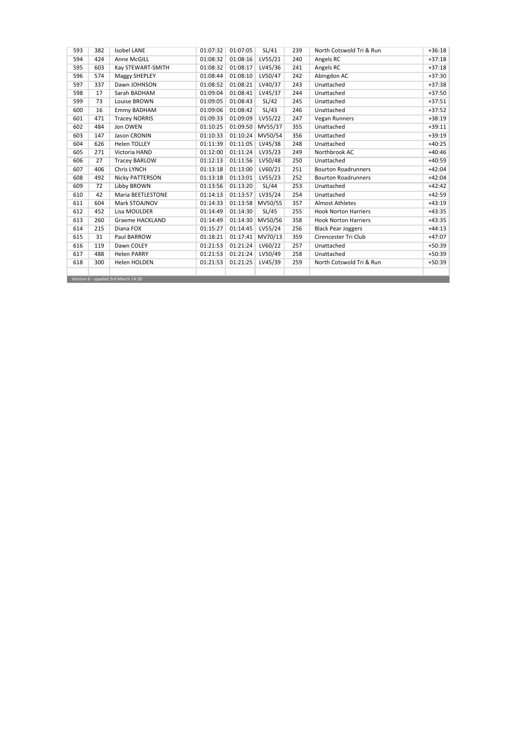| | | | | | | | | |
|---|---|---|---|---|---|---|---|---|
| 593 | 382 | Isobel LANE | 01:07:32 | 01:07:05 | SL/41 | 239 | North Cotswold Tri & Run | +36:18 |
| 594 | 424 | Anne McGILL | 01:08:32 | 01:08:16 | LV55/21 | 240 | Angels RC | +37:18 |
| 595 | 603 | Kay STEWART-SMITH | 01:08:32 | 01:08:17 | LV45/36 | 241 | Angels RC | +37:18 |
| 596 | 574 | Maggy SHEPLEY | 01:08:44 | 01:08:10 | LV50/47 | 242 | Abingdon AC | +37:30 |
| 597 | 337 | Dawn JOHNSON | 01:08:52 | 01:08:21 | LV40/37 | 243 | Unattached | +37:38 |
| 598 | 17 | Sarah BADHAM | 01:09:04 | 01:08:41 | LV45/37 | 244 | Unattached | +37:50 |
| 599 | 73 | Louise BROWN | 01:09:05 | 01:08:43 | SL/42 | 245 | Unattached | +37:51 |
| 600 | 16 | Emmy BADHAM | 01:09:06 | 01:08:42 | SL/43 | 246 | Unattached | +37:52 |
| 601 | 471 | Tracey NORRIS | 01:09:33 | 01:09:09 | LV55/22 | 247 | Vegan Runners | +38:19 |
| 602 | 484 | Jon OWEN | 01:10:25 | 01:09:50 | MV55/37 | 355 | Unattached | +39:11 |
| 603 | 147 | Jason CRONIN | 01:10:33 | 01:10:24 | MV50/54 | 356 | Unattached | +39:19 |
| 604 | 626 | Helen TOLLEY | 01:11:39 | 01:11:05 | LV45/38 | 248 | Unattached | +40:25 |
| 605 | 271 | Victoria HAND | 01:12:00 | 01:11:24 | LV35/23 | 249 | Northbrook AC | +40:46 |
| 606 | 27 | Tracey BARLOW | 01:12:13 | 01:11:56 | LV50/48 | 250 | Unattached | +40:59 |
| 607 | 406 | Chris LYNCH | 01:13:18 | 01:13:00 | LV60/21 | 251 | Bourton Roadrunners | +42:04 |
| 608 | 492 | Nicky PATTERSON | 01:13:18 | 01:13:01 | LV55/23 | 252 | Bourton Roadrunners | +42:04 |
| 609 | 72 | Libby BROWN | 01:13:56 | 01:13:20 | SL/44 | 253 | Unattached | +42:42 |
| 610 | 42 | Maria BEETLESTONE | 01:14:13 | 01:13:57 | LV35/24 | 254 | Unattached | +42:59 |
| 611 | 604 | Mark STOAJNOV | 01:14:33 | 01:13:58 | MV50/55 | 357 | Almost Athletes | +43:19 |
| 612 | 452 | Lisa MOULDER | 01:14:49 | 01:14:30 | SL/45 | 255 | Hook Norton Harriers | +43:35 |
| 613 | 260 | Graeme HACKLAND | 01:14:49 | 01:14:30 | MV50/56 | 358 | Hook Norton Harriers | +43:35 |
| 614 | 215 | Diana FOX | 01:15:27 | 01:14:45 | LV55/24 | 256 | Black Pear Joggers | +44:13 |
| 615 | 31 | Paul BARROW | 01:18:21 | 01:17:41 | MV70/13 | 359 | Cirencester Tri Club | +47:07 |
| 616 | 119 | Dawn COLEY | 01:21:53 | 01:21:24 | LV60/22 | 257 | Unattached | +50:39 |
| 617 | 488 | Helen PARRY | 01:21:53 | 01:21:24 | LV50/49 | 258 | Unattached | +50:39 |
| 618 | 300 | Helen HOLDEN | 01:21:53 | 01:21:25 | LV45/39 | 259 | North Cotswold Tri & Run | +50:39 |

Version 6 - upaded 3rd March 14:30